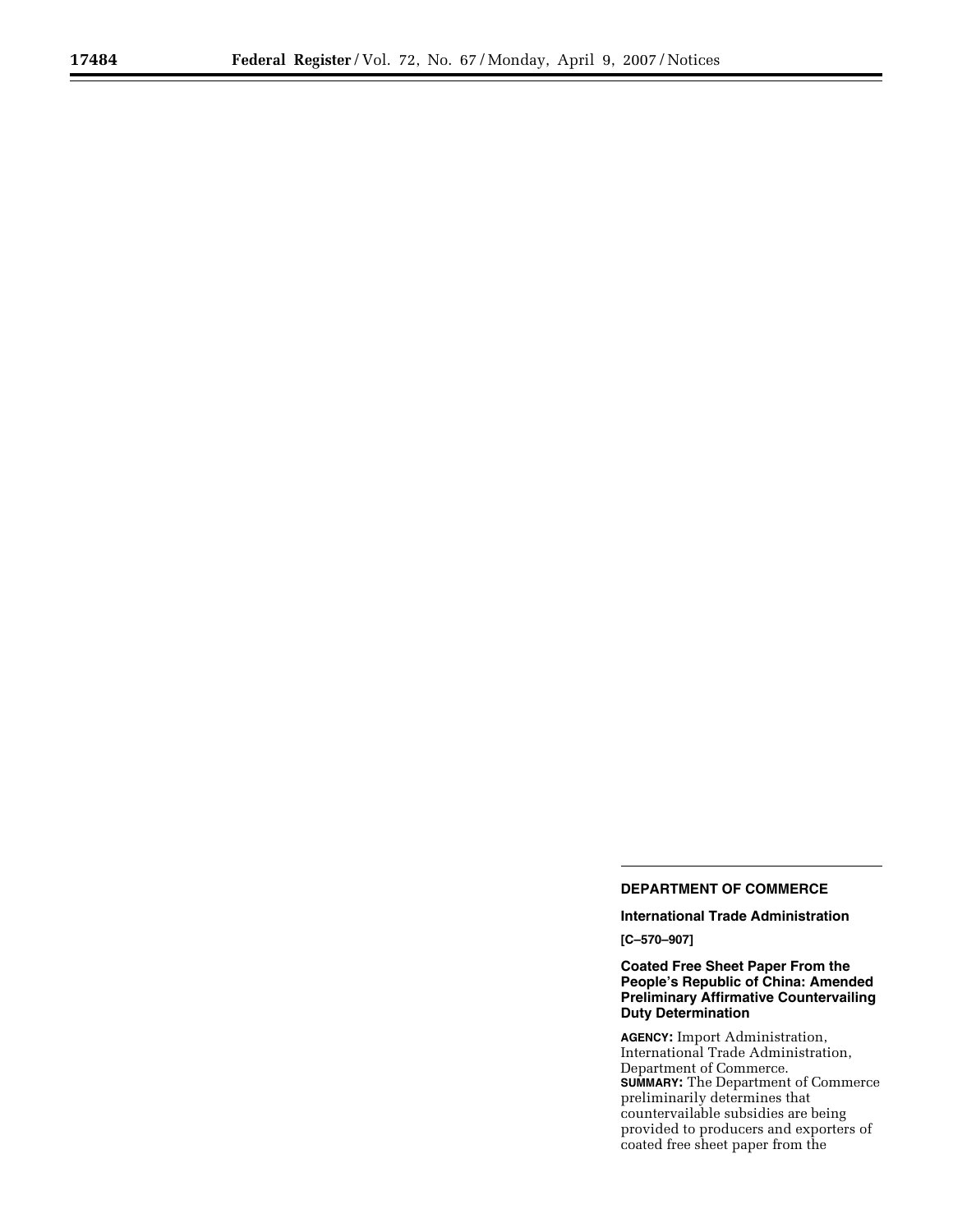**DEPARTMENT OF COMMERCE**

**International Trade Administration**

**[C–570–907]**

**Coated Free Sheet Paper From the People's Republic of China: Amended Preliminary Affirmative Countervailing Duty Determination**

**AGENCY:** Import Administration, International Trade Administration, Department of Commerce.

**SUMMARY:** The Department of Commerce preliminarily determines that countervailable subsidies are being provided to producers and exporters of coated free sheet paper from the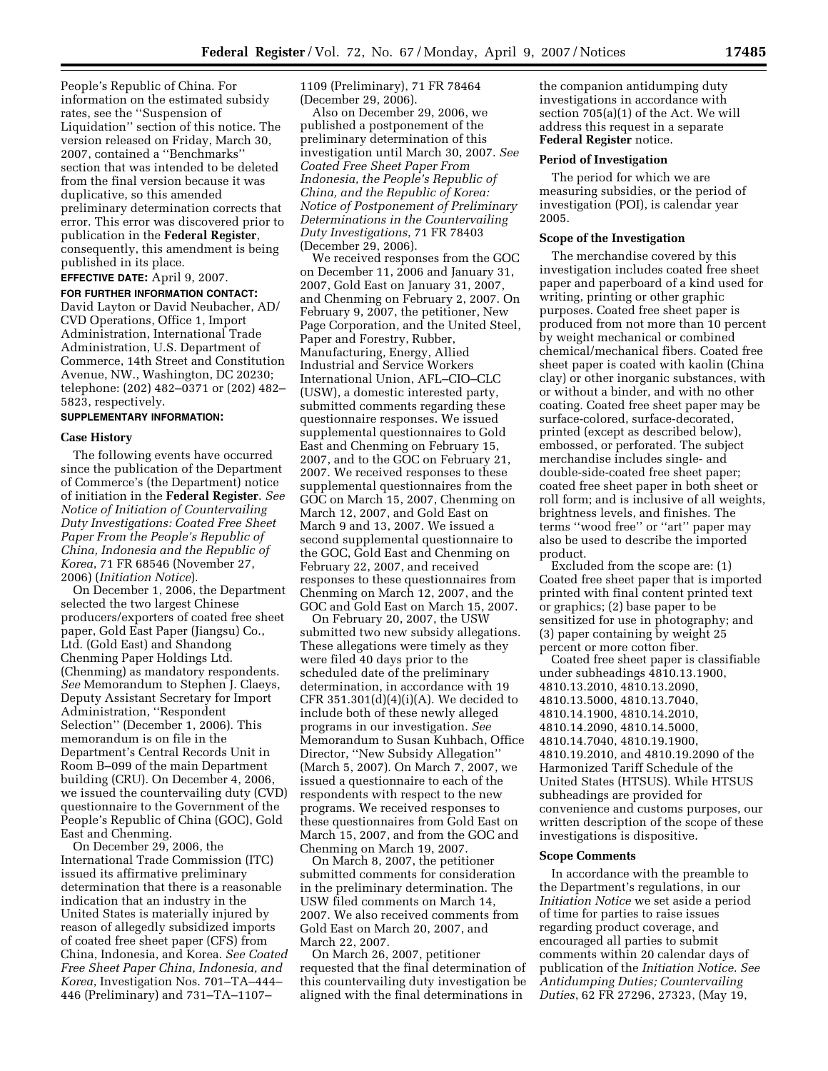People's Republic of China. For information on the estimated subsidy rates, see the ''Suspension of Liquidation'' section of this notice. The version released on Friday, March 30, 2007, contained a ''Benchmarks'' section that was intended to be deleted from the final version because it was duplicative, so this amended preliminary determination corrects that error. This error was discovered prior to publication in the **Federal Register**, consequently, this amendment is being published in its place.

**EFFECTIVE DATE:** April 9, 2007.

**FOR FURTHER INFORMATION CONTACT:** David Layton or David Neubacher, AD/CVD Operations, Office 1, Import Administration, International Trade Administration, U.S. Department of Commerce, 14th Street and Constitution Avenue, NW., Washington, DC 20230; telephone: (202) 482–0371 or (202) 482–5823, respectively.

**SUPPLEMENTARY INFORMATION:**

## Case History

The following events have occurred since the publication of the Department of Commerce's (the Department) notice of initiation in the **Federal Register**. *See Notice of Initiation of Countervailing Duty Investigations: Coated Free Sheet Paper From the People's Republic of China, Indonesia and the Republic of Korea*, 71 FR 68546 (November 27, 2006) (*Initiation Notice*).

On December 1, 2006, the Department selected the two largest Chinese producers/exporters of coated free sheet paper, Gold East Paper (Jiangsu) Co., Ltd. (Gold East) and Shandong Chenming Paper Holdings Ltd. (Chenming) as mandatory respondents. *See* Memorandum to Stephen J. Claeys, Deputy Assistant Secretary for Import Administration, ''Respondent Selection'' (December 1, 2006). This memorandum is on file in the Department's Central Records Unit in Room B–099 of the main Department building (CRU). On December 4, 2006, we issued the countervailing duty (CVD) questionnaire to the Government of the People's Republic of China (GOC), Gold East and Chenming.

On December 29, 2006, the International Trade Commission (ITC) issued its affirmative preliminary determination that there is a reasonable indication that an industry in the United States is materially injured by reason of allegedly subsidized imports of coated free sheet paper (CFS) from China, Indonesia, and Korea. *See Coated Free Sheet Paper China, Indonesia, and Korea*, Investigation Nos. 701–TA–444–446 (Preliminary) and 731–TA–1107–1109 (Preliminary), 71 FR 78464 (December 29, 2006).

Also on December 29, 2006, we published a postponement of the preliminary determination of this investigation until March 30, 2007. *See Coated Free Sheet Paper From Indonesia, the People's Republic of China, and the Republic of Korea: Notice of Postponement of Preliminary Determinations in the Countervailing Duty Investigations*, 71 FR 78403 (December 29, 2006).

We received responses from the GOC on December 11, 2006 and January 31, 2007, Gold East on January 31, 2007, and Chenming on February 2, 2007. On February 9, 2007, the petitioner, New Page Corporation, and the United Steel, Paper and Forestry, Rubber, Manufacturing, Energy, Allied Industrial and Service Workers International Union, AFL–CIO–CLC (USW), a domestic interested party, submitted comments regarding these questionnaire responses. We issued supplemental questionnaires to Gold East and Chenming on February 15, 2007, and to the GOC on February 21, 2007. We received responses to these supplemental questionnaires from the GOC on March 15, 2007, Chenming on March 12, 2007, and Gold East on March 9 and 13, 2007. We issued a second supplemental questionnaire to the GOC, Gold East and Chenming on February 22, 2007, and received responses to these questionnaires from Chenming on March 12, 2007, and the GOC and Gold East on March 15, 2007.

On February 20, 2007, the USW submitted two new subsidy allegations. These allegations were timely as they were filed 40 days prior to the scheduled date of the preliminary determination, in accordance with 19 CFR 351.301(d)(4)(i)(A). We decided to include both of these newly alleged programs in our investigation. *See* Memorandum to Susan Kuhbach, Office Director, ''New Subsidy Allegation'' (March 5, 2007). On March 7, 2007, we issued a questionnaire to each of the respondents with respect to the new programs. We received responses to these questionnaires from Gold East on March 15, 2007, and from the GOC and Chenming on March 19, 2007.

On March 8, 2007, the petitioner submitted comments for consideration in the preliminary determination. The USW filed comments on March 14, 2007. We also received comments from Gold East on March 20, 2007, and March 22, 2007.

On March 26, 2007, petitioner requested that the final determination of this countervailing duty investigation be aligned with the final determinations in the companion antidumping duty investigations in accordance with section 705(a)(1) of the Act. We will address this request in a separate **Federal Register** notice.

## Period of Investigation

The period for which we are measuring subsidies, or the period of investigation (POI), is calendar year 2005.

## Scope of the Investigation

The merchandise covered by this investigation includes coated free sheet paper and paperboard of a kind used for writing, printing or other graphic purposes. Coated free sheet paper is produced from not more than 10 percent by weight mechanical or combined chemical/mechanical fibers. Coated free sheet paper is coated with kaolin (China clay) or other inorganic substances, with or without a binder, and with no other coating. Coated free sheet paper may be surface-colored, surface-decorated, printed (except as described below), embossed, or perforated. The subject merchandise includes single- and double-side-coated free sheet paper; coated free sheet paper in both sheet or roll form; and is inclusive of all weights, brightness levels, and finishes. The terms ''wood free'' or ''art'' paper may also be used to describe the imported product.

Excluded from the scope are: (1) Coated free sheet paper that is imported printed with final content printed text or graphics; (2) base paper to be sensitized for use in photography; and (3) paper containing by weight 25 percent or more cotton fiber.

Coated free sheet paper is classifiable under subheadings 4810.13.1900, 4810.13.2010, 4810.13.2090, 4810.13.5000, 4810.13.7040, 4810.14.1900, 4810.14.2010, 4810.14.2090, 4810.14.5000, 4810.14.7040, 4810.19.1900, 4810.19.2010, and 4810.19.2090 of the Harmonized Tariff Schedule of the United States (HTSUS). While HTSUS subheadings are provided for convenience and customs purposes, our written description of the scope of these investigations is dispositive.

## Scope Comments

In accordance with the preamble to the Department's regulations, in our *Initiation Notice* we set aside a period of time for parties to raise issues regarding product coverage, and encouraged all parties to submit comments within 20 calendar days of publication of the *Initiation Notice. See Antidumping Duties; Countervailing Duties*, 62 FR 27296, 27323, (May 19,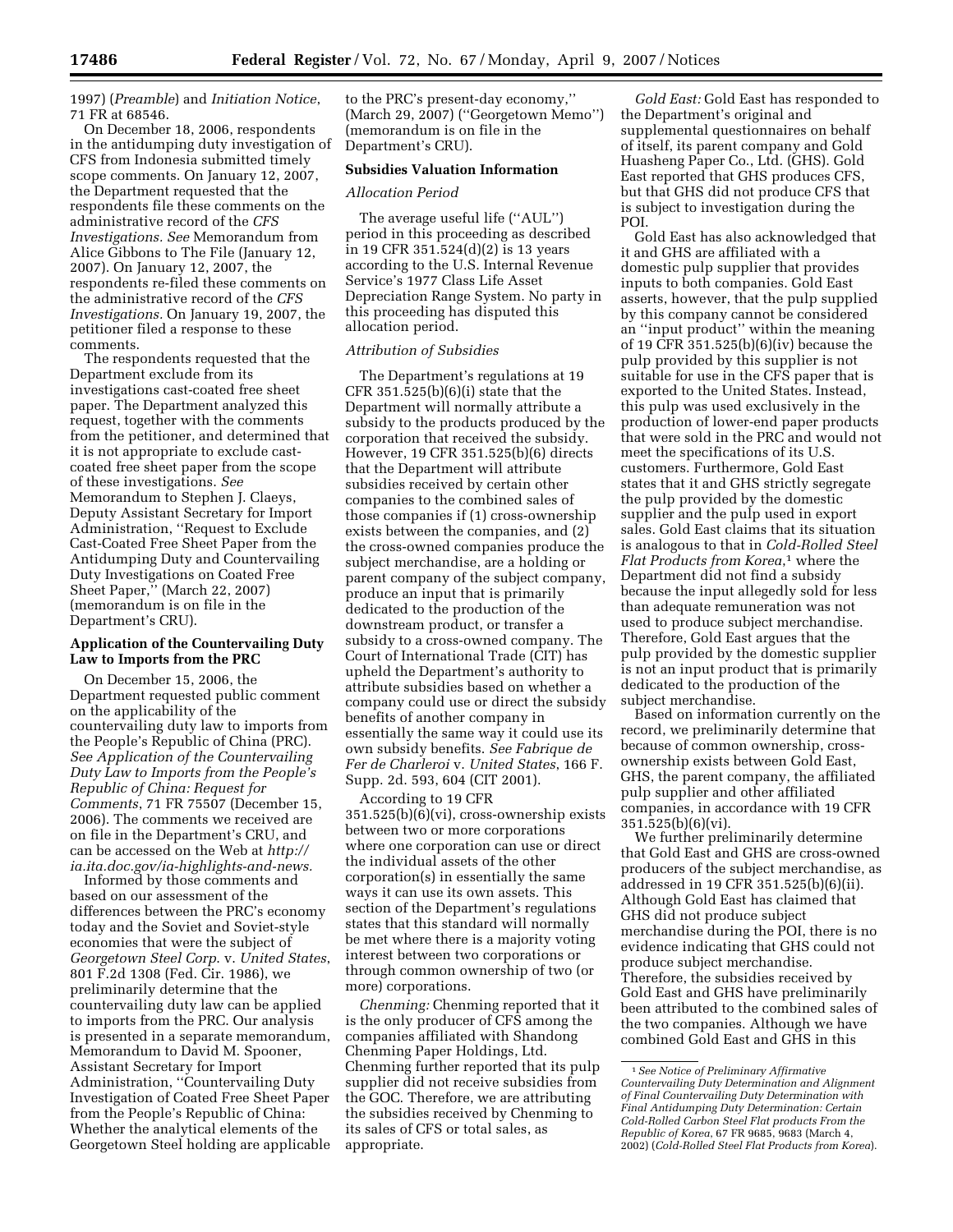1997) (*Preamble*) and *Initiation Notice*, 71 FR at 68546.

On December 18, 2006, respondents in the antidumping duty investigation of CFS from Indonesia submitted timely scope comments. On January 12, 2007, the Department requested that the respondents file these comments on the administrative record of the *CFS Investigations. See* Memorandum from Alice Gibbons to The File (January 12, 2007). On January 12, 2007, the respondents re-filed these comments on the administrative record of the *CFS Investigations.* On January 19, 2007, the petitioner filed a response to these comments.

The respondents requested that the Department exclude from its investigations cast-coated free sheet paper. The Department analyzed this request, together with the comments from the petitioner, and determined that it is not appropriate to exclude cast-coated free sheet paper from the scope of these investigations. *See* Memorandum to Stephen J. Claeys, Deputy Assistant Secretary for Import Administration, ''Request to Exclude Cast-Coated Free Sheet Paper from the Antidumping Duty and Countervailing Duty Investigations on Coated Free Sheet Paper,'' (March 22, 2007) (memorandum is on file in the Department's CRU).

**Application of the Countervailing Duty Law to Imports from the PRC**

On December 15, 2006, the Department requested public comment on the applicability of the countervailing duty law to imports from the People's Republic of China (PRC). *See Application of the Countervailing Duty Law to Imports from the People's Republic of China: Request for Comments*, 71 FR 75507 (December 15, 2006). The comments we received are on file in the Department's CRU, and can be accessed on the Web at *http://ia.ita.doc.gov/ia-highlights-and-news.*

Informed by those comments and based on our assessment of the differences between the PRC's economy today and the Soviet and Soviet-style economies that were the subject of *Georgetown Steel Corp.* v. *United States*, 801 F.2d 1308 (Fed. Cir. 1986), we preliminarily determine that the countervailing duty law can be applied to imports from the PRC. Our analysis is presented in a separate memorandum, Memorandum to David M. Spooner, Assistant Secretary for Import Administration, ''Countervailing Duty Investigation of Coated Free Sheet Paper from the People's Republic of China: Whether the analytical elements of the Georgetown Steel holding are applicable to the PRC's present-day economy,'' (March 29, 2007) (''Georgetown Memo'') (memorandum is on file in the Department's CRU).

**Subsidies Valuation Information**

*Allocation Period*

The average useful life (''AUL'') period in this proceeding as described in 19 CFR 351.524(d)(2) is 13 years according to the U.S. Internal Revenue Service's 1977 Class Life Asset Depreciation Range System. No party in this proceeding has disputed this allocation period.

*Attribution of Subsidies*

The Department's regulations at 19 CFR 351.525(b)(6)(i) state that the Department will normally attribute a subsidy to the products produced by the corporation that received the subsidy. However, 19 CFR 351.525(b)(6) directs that the Department will attribute subsidies received by certain other companies to the combined sales of those companies if (1) cross-ownership exists between the companies, and (2) the cross-owned companies produce the subject merchandise, are a holding or parent company of the subject company, produce an input that is primarily dedicated to the production of the downstream product, or transfer a subsidy to a cross-owned company. The Court of International Trade (CIT) has upheld the Department's authority to attribute subsidies based on whether a company could use or direct the subsidy benefits of another company in essentially the same way it could use its own subsidy benefits. *See Fabrique de Fer de Charleroi* v. *United States*, 166 F. Supp. 2d. 593, 604 (CIT 2001).

According to 19 CFR 351.525(b)(6)(vi), cross-ownership exists between two or more corporations where one corporation can use or direct the individual assets of the other corporation(s) in essentially the same ways it can use its own assets. This section of the Department's regulations states that this standard will normally be met where there is a majority voting interest between two corporations or through common ownership of two (or more) corporations.

*Chenming:* Chenming reported that it is the only producer of CFS among the companies affiliated with Shandong Chenming Paper Holdings, Ltd. Chenming further reported that its pulp supplier did not receive subsidies from the GOC. Therefore, we are attributing the subsidies received by Chenming to its sales of CFS or total sales, as appropriate.

*Gold East:* Gold East has responded to the Department's original and supplemental questionnaires on behalf of itself, its parent company and Gold Huasheng Paper Co., Ltd. (GHS). Gold East reported that GHS produces CFS, but that GHS did not produce CFS that is subject to investigation during the POI.

Gold East has also acknowledged that it and GHS are affiliated with a domestic pulp supplier that provides inputs to both companies. Gold East asserts, however, that the pulp supplied by this company cannot be considered an ''input product'' within the meaning of 19 CFR 351.525(b)(6)(iv) because the pulp provided by this supplier is not suitable for use in the CFS paper that is exported to the United States. Instead, this pulp was used exclusively in the production of lower-end paper products that were sold in the PRC and would not meet the specifications of its U.S. customers. Furthermore, Gold East states that it and GHS strictly segregate the pulp provided by the domestic supplier and the pulp used in export sales. Gold East claims that its situation is analogous to that in *Cold-Rolled Steel Flat Products from Korea*,[1] where the Department did not find a subsidy because the input allegedly sold for less than adequate remuneration was not used to produce subject merchandise. Therefore, Gold East argues that the pulp provided by the domestic supplier is not an input product that is primarily dedicated to the production of the subject merchandise.

Based on information currently on the record, we preliminarily determine that because of common ownership, cross-ownership exists between Gold East, GHS, the parent company, the affiliated pulp supplier and other affiliated companies, in accordance with 19 CFR 351.525(b)(6)(vi).

We further preliminarily determine that Gold East and GHS are cross-owned producers of the subject merchandise, as addressed in 19 CFR 351.525(b)(6)(ii). Although Gold East has claimed that GHS did not produce subject merchandise during the POI, there is no evidence indicating that GHS could not produce subject merchandise. Therefore, the subsidies received by Gold East and GHS have preliminarily been attributed to the combined sales of the two companies. Although we have combined Gold East and GHS in this

[1] *See Notice of Preliminary Affirmative Countervailing Duty Determination and Alignment of Final Countervailing Duty Determination with Final Antidumping Duty Determination: Certain Cold-Rolled Carbon Steel Flat products From the Republic of Korea*, 67 FR 9685, 9683 (March 4, 2002) (*Cold-Rolled Steel Flat Products from Korea*).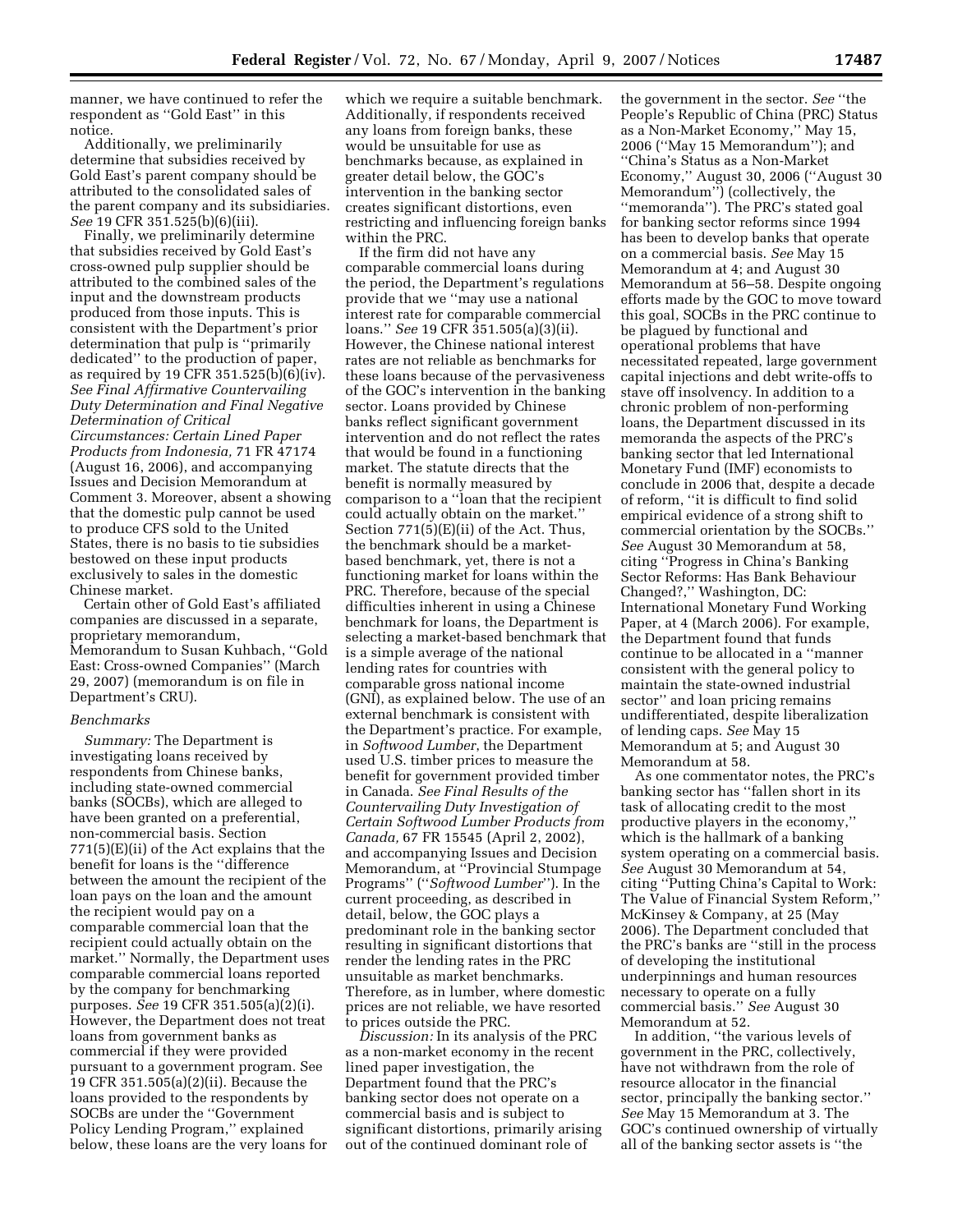manner, we have continued to refer the respondent as ''Gold East'' in this notice.

Additionally, we preliminarily determine that subsidies received by Gold East's parent company should be attributed to the consolidated sales of the parent company and its subsidiaries. *See* 19 CFR 351.525(b)(6)(iii).

Finally, we preliminarily determine that subsidies received by Gold East's cross-owned pulp supplier should be attributed to the combined sales of the input and the downstream products produced from those inputs. This is consistent with the Department's prior determination that pulp is ''primarily dedicated'' to the production of paper, as required by 19 CFR 351.525(b)(6)(iv). *See Final Affirmative Countervailing Duty Determination and Final Negative Determination of Critical Circumstances: Certain Lined Paper Products from Indonesia,* 71 FR 47174 (August 16, 2006), and accompanying Issues and Decision Memorandum at Comment 3. Moreover, absent a showing that the domestic pulp cannot be used to produce CFS sold to the United States, there is no basis to tie subsidies bestowed on these input products exclusively to sales in the domestic Chinese market.

Certain other of Gold East's affiliated companies are discussed in a separate, proprietary memorandum, Memorandum to Susan Kuhbach, ''Gold East: Cross-owned Companies'' (March 29, 2007) (memorandum is on file in Department's CRU).

*Benchmarks*

*Summary:* The Department is investigating loans received by respondents from Chinese banks, including state-owned commercial banks (SOCBs), which are alleged to have been granted on a preferential, non-commercial basis. Section 771(5)(E)(ii) of the Act explains that the benefit for loans is the ''difference between the amount the recipient of the loan pays on the loan and the amount the recipient would pay on a comparable commercial loan that the recipient could actually obtain on the market.'' Normally, the Department uses comparable commercial loans reported by the company for benchmarking purposes. *See* 19 CFR 351.505(a)(2)(i). However, the Department does not treat loans from government banks as commercial if they were provided pursuant to a government program. See 19 CFR 351.505(a)(2)(ii). Because the loans provided to the respondents by SOCBs are under the ''Government Policy Lending Program,'' explained below, these loans are the very loans for which we require a suitable benchmark. Additionally, if respondents received any loans from foreign banks, these would be unsuitable for use as benchmarks because, as explained in greater detail below, the GOC's intervention in the banking sector creates significant distortions, even restricting and influencing foreign banks within the PRC.

If the firm did not have any comparable commercial loans during the period, the Department's regulations provide that we ''may use a national interest rate for comparable commercial loans.'' *See* 19 CFR 351.505(a)(3)(ii). However, the Chinese national interest rates are not reliable as benchmarks for these loans because of the pervasiveness of the GOC's intervention in the banking sector. Loans provided by Chinese banks reflect significant government intervention and do not reflect the rates that would be found in a functioning market. The statute directs that the benefit is normally measured by comparison to a ''loan that the recipient could actually obtain on the market.'' Section 771(5)(E)(ii) of the Act. Thus, the benchmark should be a market-based benchmark, yet, there is not a functioning market for loans within the PRC. Therefore, because of the special difficulties inherent in using a Chinese benchmark for loans, the Department is selecting a market-based benchmark that is a simple average of the national lending rates for countries with comparable gross national income (GNI), as explained below. The use of an external benchmark is consistent with the Department's practice. For example, in *Softwood Lumber*, the Department used U.S. timber prices to measure the benefit for government provided timber in Canada. *See Final Results of the Countervailing Duty Investigation of Certain Softwood Lumber Products from Canada,* 67 FR 15545 (April 2, 2002), and accompanying Issues and Decision Memorandum, at ''Provincial Stumpage Programs'' (''*Softwood Lumber*''). In the current proceeding, as described in detail, below, the GOC plays a predominant role in the banking sector resulting in significant distortions that render the lending rates in the PRC unsuitable as market benchmarks. Therefore, as in lumber, where domestic prices are not reliable, we have resorted to prices outside the PRC.

*Discussion:* In its analysis of the PRC as a non-market economy in the recent lined paper investigation, the Department found that the PRC's banking sector does not operate on a commercial basis and is subject to significant distortions, primarily arising out of the continued dominant role of the government in the sector. *See* ''the People's Republic of China (PRC) Status as a Non-Market Economy,'' May 15, 2006 (''May 15 Memorandum''); and ''China's Status as a Non-Market Economy,'' August 30, 2006 (''August 30 Memorandum'') (collectively, the ''memoranda''). The PRC's stated goal for banking sector reforms since 1994 has been to develop banks that operate on a commercial basis. *See* May 15 Memorandum at 4; and August 30 Memorandum at 56–58. Despite ongoing efforts made by the GOC to move toward this goal, SOCBs in the PRC continue to be plagued by functional and operational problems that have necessitated repeated, large government capital injections and debt write-offs to stave off insolvency. In addition to a chronic problem of non-performing loans, the Department discussed in its memoranda the aspects of the PRC's banking sector that led International Monetary Fund (IMF) economists to conclude in 2006 that, despite a decade of reform, ''it is difficult to find solid empirical evidence of a strong shift to commercial orientation by the SOCBs.'' *See* August 30 Memorandum at 58, citing ''Progress in China's Banking Sector Reforms: Has Bank Behaviour Changed?,'' Washington, DC: International Monetary Fund Working Paper, at 4 (March 2006). For example, the Department found that funds continue to be allocated in a ''manner consistent with the general policy to maintain the state-owned industrial sector'' and loan pricing remains undifferentiated, despite liberalization of lending caps. *See* May 15 Memorandum at 5; and August 30 Memorandum at 58.

As one commentator notes, the PRC's banking sector has ''fallen short in its task of allocating credit to the most productive players in the economy,'' which is the hallmark of a banking system operating on a commercial basis. *See* August 30 Memorandum at 54, citing ''Putting China's Capital to Work: The Value of Financial System Reform,'' McKinsey & Company, at 25 (May 2006). The Department concluded that the PRC's banks are ''still in the process of developing the institutional underpinnings and human resources necessary to operate on a fully commercial basis.'' *See* August 30 Memorandum at 52.

In addition, ''the various levels of government in the PRC, collectively, have not withdrawn from the role of resource allocator in the financial sector, principally the banking sector.'' *See* May 15 Memorandum at 3. The GOC's continued ownership of virtually all of the banking sector assets is ''the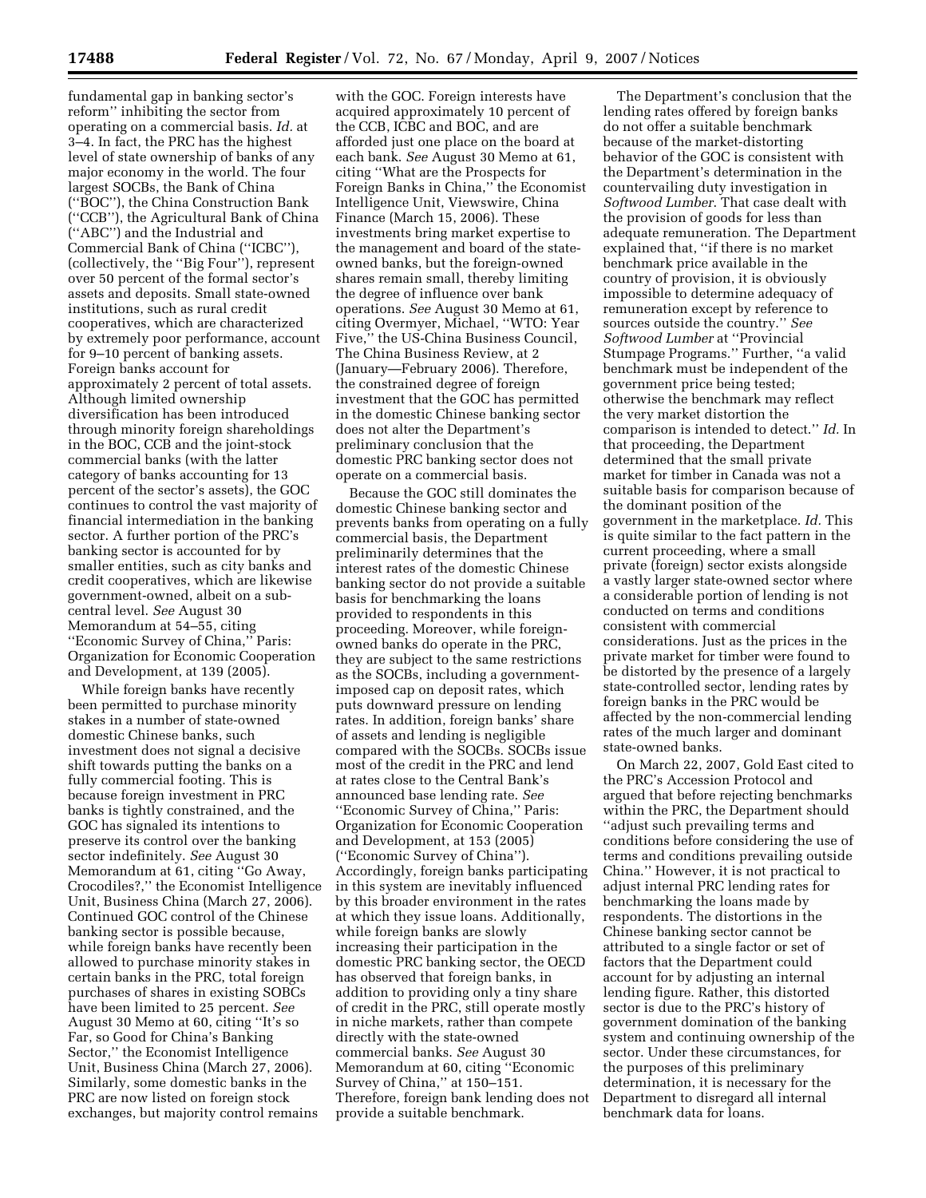fundamental gap in banking sector's reform'' inhibiting the sector from operating on a commercial basis. *Id.* at 3–4. In fact, the PRC has the highest level of state ownership of banks of any major economy in the world. The four largest SOCBs, the Bank of China (''BOC''), the China Construction Bank (''CCB''), the Agricultural Bank of China (''ABC'') and the Industrial and Commercial Bank of China (''ICBC''), (collectively, the ''Big Four''), represent over 50 percent of the formal sector's assets and deposits. Small state-owned institutions, such as rural credit cooperatives, which are characterized by extremely poor performance, account for 9–10 percent of banking assets. Foreign banks account for approximately 2 percent of total assets. Although limited ownership diversification has been introduced through minority foreign shareholdings in the BOC, CCB and the joint-stock commercial banks (with the latter category of banks accounting for 13 percent of the sector's assets), the GOC continues to control the vast majority of financial intermediation in the banking sector. A further portion of the PRC's banking sector is accounted for by smaller entities, such as city banks and credit cooperatives, which are likewise government-owned, albeit on a sub-central level. *See* August 30 Memorandum at 54–55, citing ''Economic Survey of China,'' Paris: Organization for Economic Cooperation and Development, at 139 (2005).

While foreign banks have recently been permitted to purchase minority stakes in a number of state-owned domestic Chinese banks, such investment does not signal a decisive shift towards putting the banks on a fully commercial footing. This is because foreign investment in PRC banks is tightly constrained, and the GOC has signaled its intentions to preserve its control over the banking sector indefinitely. *See* August 30 Memorandum at 61, citing ''Go Away, Crocodiles?,'' the Economist Intelligence Unit, Business China (March 27, 2006). Continued GOC control of the Chinese banking sector is possible because, while foreign banks have recently been allowed to purchase minority stakes in certain banks in the PRC, total foreign purchases of shares in existing SOBCs have been limited to 25 percent. *See* August 30 Memo at 60, citing ''It's so Far, so Good for China's Banking Sector,'' the Economist Intelligence Unit, Business China (March 27, 2006). Similarly, some domestic banks in the PRC are now listed on foreign stock exchanges, but majority control remains with the GOC. Foreign interests have acquired approximately 10 percent of the CCB, ICBC and BOC, and are afforded just one place on the board at each bank. *See* August 30 Memo at 61, citing ''What are the Prospects for Foreign Banks in China,'' the Economist Intelligence Unit, Viewswire, China Finance (March 15, 2006). These investments bring market expertise to the management and board of the state-owned banks, but the foreign-owned shares remain small, thereby limiting the degree of influence over bank operations. *See* August 30 Memo at 61, citing Overmyer, Michael, ''WTO: Year Five,'' the US-China Business Council, The China Business Review, at 2 (January—February 2006). Therefore, the constrained degree of foreign investment that the GOC has permitted in the domestic Chinese banking sector does not alter the Department's preliminary conclusion that the domestic PRC banking sector does not operate on a commercial basis.

Because the GOC still dominates the domestic Chinese banking sector and prevents banks from operating on a fully commercial basis, the Department preliminarily determines that the interest rates of the domestic Chinese banking sector do not provide a suitable basis for benchmarking the loans provided to respondents in this proceeding. Moreover, while foreign-owned banks do operate in the PRC, they are subject to the same restrictions as the SOCBs, including a government-imposed cap on deposit rates, which puts downward pressure on lending rates. In addition, foreign banks' share of assets and lending is negligible compared with the SOCBs. SOCBs issue most of the credit in the PRC and lend at rates close to the Central Bank's announced base lending rate. *See* ''Economic Survey of China,'' Paris: Organization for Economic Cooperation and Development, at 153 (2005) (''Economic Survey of China''). Accordingly, foreign banks participating in this system are inevitably influenced by this broader environment in the rates at which they issue loans. Additionally, while foreign banks are slowly increasing their participation in the domestic PRC banking sector, the OECD has observed that foreign banks, in addition to providing only a tiny share of credit in the PRC, still operate mostly in niche markets, rather than compete directly with the state-owned commercial banks. *See* August 30 Memorandum at 60, citing ''Economic Survey of China,'' at 150–151. Therefore, foreign bank lending does not provide a suitable benchmark.

The Department's conclusion that the lending rates offered by foreign banks do not offer a suitable benchmark because of the market-distorting behavior of the GOC is consistent with the Department's determination in the countervailing duty investigation in *Softwood Lumber*. That case dealt with the provision of goods for less than adequate remuneration. The Department explained that, ''if there is no market benchmark price available in the country of provision, it is obviously impossible to determine adequacy of remuneration except by reference to sources outside the country.'' *See Softwood Lumber* at ''Provincial Stumpage Programs.'' Further, ''a valid benchmark must be independent of the government price being tested; otherwise the benchmark may reflect the very market distortion the comparison is intended to detect.'' *Id.* In that proceeding, the Department determined that the small private market for timber in Canada was not a suitable basis for comparison because of the dominant position of the government in the marketplace. *Id.* This is quite similar to the fact pattern in the current proceeding, where a small private (foreign) sector exists alongside a vastly larger state-owned sector where a considerable portion of lending is not conducted on terms and conditions consistent with commercial considerations. Just as the prices in the private market for timber were found to be distorted by the presence of a largely state-controlled sector, lending rates by foreign banks in the PRC would be affected by the non-commercial lending rates of the much larger and dominant state-owned banks.

On March 22, 2007, Gold East cited to the PRC's Accession Protocol and argued that before rejecting benchmarks within the PRC, the Department should ''adjust such prevailing terms and conditions before considering the use of terms and conditions prevailing outside China.'' However, it is not practical to adjust internal PRC lending rates for benchmarking the loans made by respondents. The distortions in the Chinese banking sector cannot be attributed to a single factor or set of factors that the Department could account for by adjusting an internal lending figure. Rather, this distorted sector is due to the PRC's history of government domination of the banking system and continuing ownership of the sector. Under these circumstances, for the purposes of this preliminary determination, it is necessary for the Department to disregard all internal benchmark data for loans.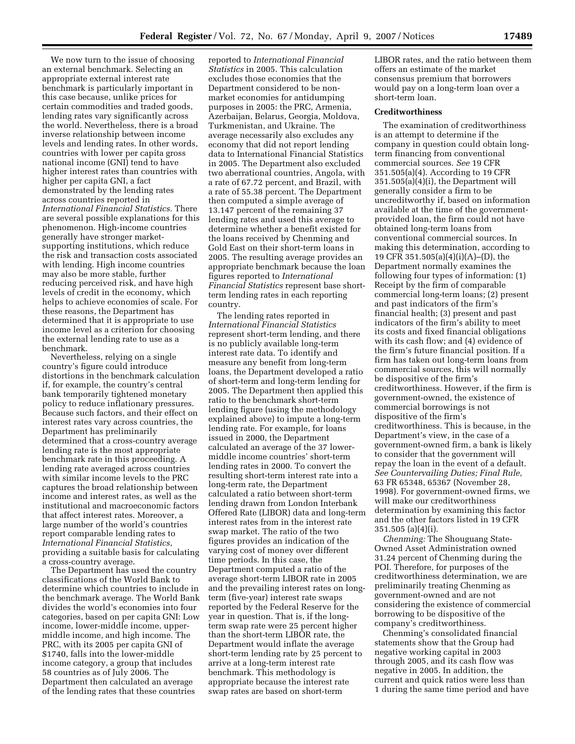We now turn to the issue of choosing an external benchmark. Selecting an appropriate external interest rate benchmark is particularly important in this case because, unlike prices for certain commodities and traded goods, lending rates vary significantly across the world. Nevertheless, there is a broad inverse relationship between income levels and lending rates. In other words, countries with lower per capita gross national income (GNI) tend to have higher interest rates than countries with higher per capita GNI, a fact demonstrated by the lending rates across countries reported in *International Financial Statistics.* There are several possible explanations for this phenomenon. High-income countries generally have stronger market-supporting institutions, which reduce the risk and transaction costs associated with lending. High income countries may also be more stable, further reducing perceived risk, and have high levels of credit in the economy, which helps to achieve economies of scale. For these reasons, the Department has determined that it is appropriate to use income level as a criterion for choosing the external lending rate to use as a benchmark.

Nevertheless, relying on a single country's figure could introduce distortions in the benchmark calculation if, for example, the country's central bank temporarily tightened monetary policy to reduce inflationary pressures. Because such factors, and their effect on interest rates vary across countries, the Department has preliminarily determined that a cross-country average lending rate is the most appropriate benchmark rate in this proceeding. A lending rate averaged across countries with similar income levels to the PRC captures the broad relationship between income and interest rates, as well as the institutional and macroeconomic factors that affect interest rates. Moreover, a large number of the world's countries report comparable lending rates to *International Financial Statistics*, providing a suitable basis for calculating a cross-country average.

The Department has used the country classifications of the World Bank to determine which countries to include in the benchmark average. The World Bank divides the world's economies into four categories, based on per capita GNI: Low income, lower-middle income, upper-middle income, and high income. The PRC, with its 2005 per capita GNI of $1740, falls into the lower-middle income category, a group that includes 58 countries as of July 2006. The Department then calculated an average of the lending rates that these countries reported to *International Financial Statistics* in 2005. This calculation excludes those economies that the Department considered to be non-market economies for antidumping purposes in 2005: the PRC, Armenia, Azerbaijan, Belarus, Georgia, Moldova, Turkmenistan, and Ukraine. The average necessarily also excludes any economy that did not report lending data to International Financial Statistics in 2005. The Department also excluded two aberrational countries, Angola, with a rate of 67.72 percent, and Brazil, with a rate of 55.38 percent. The Department then computed a simple average of 13.147 percent of the remaining 37 lending rates and used this average to determine whether a benefit existed for the loans received by Chenming and Gold East on their short-term loans in 2005. The resulting average provides an appropriate benchmark because the loan figures reported to *International Financial Statistics* represent base short-term lending rates in each reporting country.

The lending rates reported in *International Financial Statistics* represent short-term lending, and there is no publicly available long-term interest rate data. To identify and measure any benefit from long-term loans, the Department developed a ratio of short-term and long-term lending for 2005. The Department then applied this ratio to the benchmark short-term lending figure (using the methodology explained above) to impute a long-term lending rate. For example, for loans issued in 2000, the Department calculated an average of the 37 lower-middle income countries' short-term lending rates in 2000. To convert the resulting short-term interest rate into a long-term rate, the Department calculated a ratio between short-term lending drawn from London Interbank Offered Rate (LIBOR) data and long-term interest rates from in the interest rate swap market. The ratio of the two figures provides an indication of the varying cost of money over different time periods. In this case, the Department computed a ratio of the average short-term LIBOR rate in 2005 and the prevailing interest rates on long-term (five-year) interest rate swaps reported by the Federal Reserve for the year in question. That is, if the long-term swap rate were 25 percent higher than the short-term LIBOR rate, the Department would inflate the average short-term lending rate by 25 percent to arrive at a long-term interest rate benchmark. This methodology is appropriate because the interest rate swap rates are based on short-term LIBOR rates, and the ratio between them offers an estimate of the market consensus premium that borrowers would pay on a long-term loan over a short-term loan.

**Creditworthiness**

The examination of creditworthiness is an attempt to determine if the company in question could obtain long-term financing from conventional commercial sources. *See* 19 CFR 351.505(a)(4). According to 19 CFR 351.505(a)(4)(i), the Department will generally consider a firm to be uncreditworthy if, based on information available at the time of the government-provided loan, the firm could not have obtained long-term loans from conventional commercial sources. In making this determination, according to 19 CFR 351.505(a)(4)(i)(A)–(D), the Department normally examines the following four types of information: (1) Receipt by the firm of comparable commercial long-term loans; (2) present and past indicators of the firm's financial health; (3) present and past indicators of the firm's ability to meet its costs and fixed financial obligations with its cash flow; and (4) evidence of the firm's future financial position. If a firm has taken out long-term loans from commercial sources, this will normally be dispositive of the firm's creditworthiness. However, if the firm is government-owned, the existence of commercial borrowings is not dispositive of the firm's creditworthiness. This is because, in the Department's view, in the case of a government-owned firm, a bank is likely to consider that the government will repay the loan in the event of a default. *See Countervailing Duties; Final Rule,* 63 FR 65348, 65367 (November 28, 1998). For government-owned firms, we will make our creditworthiness determination by examining this factor and the other factors listed in 19 CFR 351.505 (a)(4)(i).

*Chenming:* The Shouguang State-Owned Asset Administration owned 31.24 percent of Chenming during the POI. Therefore, for purposes of the creditworthiness determination, we are preliminarily treating Chenming as government-owned and are not considering the existence of commercial borrowing to be dispositive of the company's creditworthiness.

Chenming's consolidated financial statements show that the Group had negative working capital in 2003 through 2005, and its cash flow was negative in 2005. In addition, the current and quick ratios were less than 1 during the same time period and have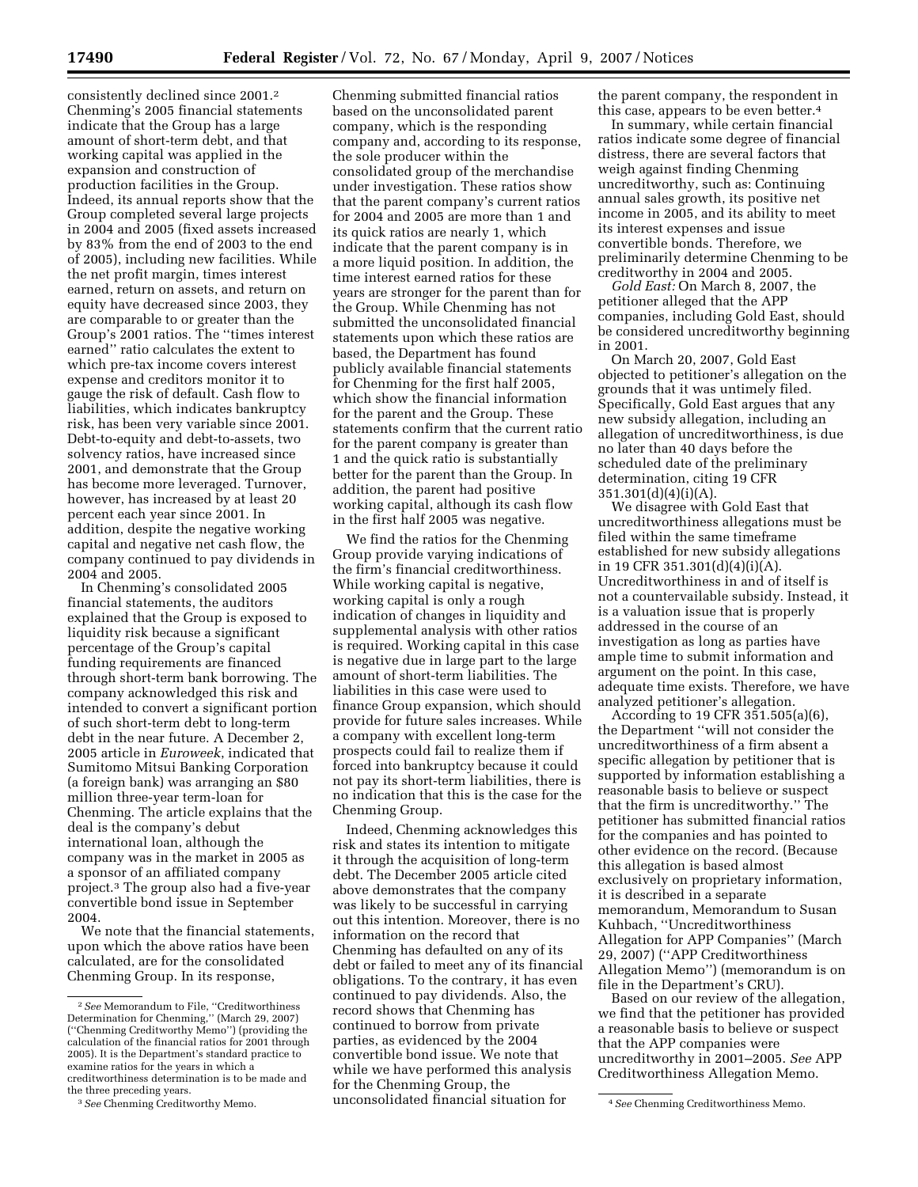consistently declined since 2001.[2] Chenming's 2005 financial statements indicate that the Group has a large amount of short-term debt, and that working capital was applied in the expansion and construction of production facilities in the Group. Indeed, its annual reports show that the Group completed several large projects in 2004 and 2005 (fixed assets increased by 83% from the end of 2003 to the end of 2005), including new facilities. While the net profit margin, times interest earned, return on assets, and return on equity have decreased since 2003, they are comparable to or greater than the Group's 2001 ratios. The ''times interest earned'' ratio calculates the extent to which pre-tax income covers interest expense and creditors monitor it to gauge the risk of default. Cash flow to liabilities, which indicates bankruptcy risk, has been very variable since 2001. Debt-to-equity and debt-to-assets, two solvency ratios, have increased since 2001, and demonstrate that the Group has become more leveraged. Turnover, however, has increased by at least 20 percent each year since 2001. In addition, despite the negative working capital and negative net cash flow, the company continued to pay dividends in 2004 and 2005.

In Chenming's consolidated 2005 financial statements, the auditors explained that the Group is exposed to liquidity risk because a significant percentage of the Group's capital funding requirements are financed through short-term bank borrowing. The company acknowledged this risk and intended to convert a significant portion of such short-term debt to long-term debt in the near future. A December 2, 2005 article in *Euroweek*, indicated that Sumitomo Mitsui Banking Corporation (a foreign bank) was arranging an $80 million three-year term-loan for Chenming. The article explains that the deal is the company's debut international loan, although the company was in the market in 2005 as a sponsor of an affiliated company project.[3] The group also had a five-year convertible bond issue in September 2004.

We note that the financial statements, upon which the above ratios have been calculated, are for the consolidated Chenming Group. In its response, Chenming submitted financial ratios based on the unconsolidated parent company, which is the responding company and, according to its response, the sole producer within the consolidated group of the merchandise under investigation. These ratios show that the parent company's current ratios for 2004 and 2005 are more than 1 and its quick ratios are nearly 1, which indicate that the parent company is in a more liquid position. In addition, the time interest earned ratios for these years are stronger for the parent than for the Group. While Chenming has not submitted the unconsolidated financial statements upon which these ratios are based, the Department has found publicly available financial statements for Chenming for the first half 2005, which show the financial information for the parent and the Group. These statements confirm that the current ratio for the parent company is greater than 1 and the quick ratio is substantially better for the parent than the Group. In addition, the parent had positive working capital, although its cash flow in the first half 2005 was negative.

We find the ratios for the Chenming Group provide varying indications of the firm's financial creditworthiness. While working capital is negative, working capital is only a rough indication of changes in liquidity and supplemental analysis with other ratios is required. Working capital in this case is negative due in large part to the large amount of short-term liabilities. The liabilities in this case were used to finance Group expansion, which should provide for future sales increases. While a company with excellent long-term prospects could fail to realize them if forced into bankruptcy because it could not pay its short-term liabilities, there is no indication that this is the case for the Chenming Group.

Indeed, Chenming acknowledges this risk and states its intention to mitigate it through the acquisition of long-term debt. The December 2005 article cited above demonstrates that the company was likely to be successful in carrying out this intention. Moreover, there is no information on the record that Chenming has defaulted on any of its debt or failed to meet any of its financial obligations. To the contrary, it has even continued to pay dividends. Also, the record shows that Chenming has continued to borrow from private parties, as evidenced by the 2004 convertible bond issue. We note that while we have performed this analysis for the Chenming Group, the unconsolidated financial situation for the parent company, the respondent in this case, appears to be even better.[4]

In summary, while certain financial ratios indicate some degree of financial distress, there are several factors that weigh against finding Chenming uncreditworthy, such as: Continuing annual sales growth, its positive net income in 2005, and its ability to meet its interest expenses and issue convertible bonds. Therefore, we preliminarily determine Chenming to be creditworthy in 2004 and 2005.

*Gold East:* On March 8, 2007, the petitioner alleged that the APP companies, including Gold East, should be considered uncreditworthy beginning in 2001.

On March 20, 2007, Gold East objected to petitioner's allegation on the grounds that it was untimely filed. Specifically, Gold East argues that any new subsidy allegation, including an allegation of uncreditworthiness, is due no later than 40 days before the scheduled date of the preliminary determination, citing 19 CFR 351.301(d)(4)(i)(A).

We disagree with Gold East that uncreditworthiness allegations must be filed within the same timeframe established for new subsidy allegations in 19 CFR 351.301(d)(4)(i)(A). Uncreditworthiness in and of itself is not a countervailable subsidy. Instead, it is a valuation issue that is properly addressed in the course of an investigation as long as parties have ample time to submit information and argument on the point. In this case, adequate time exists. Therefore, we have analyzed petitioner's allegation.

According to 19 CFR 351.505(a)(6), the Department ''will not consider the uncreditworthiness of a firm absent a specific allegation by petitioner that is supported by information establishing a reasonable basis to believe or suspect that the firm is uncreditworthy.'' The petitioner has submitted financial ratios for the companies and has pointed to other evidence on the record. (Because this allegation is based almost exclusively on proprietary information, it is described in a separate memorandum, Memorandum to Susan Kuhbach, ''Uncreditworthiness Allegation for APP Companies'' (March 29, 2007) (''APP Creditworthiness Allegation Memo'') (memorandum is on file in the Department's CRU).

Based on our review of the allegation, we find that the petitioner has provided a reasonable basis to believe or suspect that the APP companies were uncreditworthy in 2001–2005. *See* APP Creditworthiness Allegation Memo.

---

[2] *See* Memorandum to File, ''Creditworthiness Determination for Chenming,'' (March 29, 2007) (''Chenming Creditworthy Memo'') (providing the calculation of the financial ratios for 2001 through 2005). It is the Department's standard practice to examine ratios for the years in which a creditworthiness determination is to be made and the three preceding years.

[3] *See* Chenming Creditworthy Memo.

[4] *See* Chenming Creditworthiness Memo.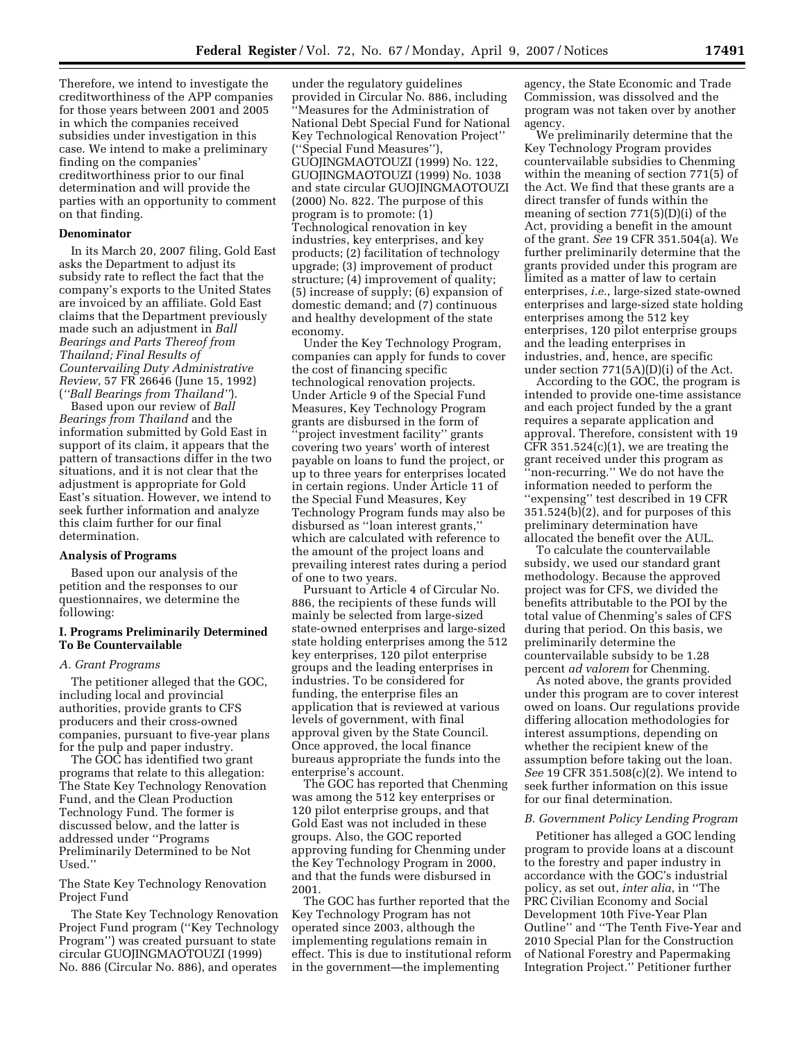Therefore, we intend to investigate the creditworthiness of the APP companies for those years between 2001 and 2005 in which the companies received subsidies under investigation in this case. We intend to make a preliminary finding on the companies' creditworthiness prior to our final determination and will provide the parties with an opportunity to comment on that finding.

**Denominator**

In its March 20, 2007 filing, Gold East asks the Department to adjust its subsidy rate to reflect the fact that the company's exports to the United States are invoiced by an affiliate. Gold East claims that the Department previously made such an adjustment in *Ball Bearings and Parts Thereof from Thailand; Final Results of Countervailing Duty Administrative Review,* 57 FR 26646 (June 15, 1992) (*''Ball Bearings from Thailand''*).

Based upon our review of *Ball Bearings from Thailand* and the information submitted by Gold East in support of its claim, it appears that the pattern of transactions differ in the two situations, and it is not clear that the adjustment is appropriate for Gold East's situation. However, we intend to seek further information and analyze this claim further for our final determination.

**Analysis of Programs**

Based upon our analysis of the petition and the responses to our questionnaires, we determine the following:

**I. Programs Preliminarily Determined To Be Countervailable**

*A. Grant Programs*

The petitioner alleged that the GOC, including local and provincial authorities, provide grants to CFS producers and their cross-owned companies, pursuant to five-year plans for the pulp and paper industry.

The GOC has identified two grant programs that relate to this allegation: The State Key Technology Renovation Fund, and the Clean Production Technology Fund. The former is discussed below, and the latter is addressed under ''Programs Preliminarily Determined to be Not Used.''

The State Key Technology Renovation Project Fund

The State Key Technology Renovation Project Fund program (''Key Technology Program'') was created pursuant to state circular GUOJINGMAOTOUZI (1999) No. 886 (Circular No. 886), and operates under the regulatory guidelines provided in Circular No. 886, including ''Measures for the Administration of National Debt Special Fund for National Key Technological Renovation Project'' (''Special Fund Measures''), GUOJINGMAOTOUZI (1999) No. 122, GUOJINGMAOTOUZI (1999) No. 1038 and state circular GUOJINGMAOTOUZI (2000) No. 822. The purpose of this program is to promote: (1) Technological renovation in key industries, key enterprises, and key products; (2) facilitation of technology upgrade; (3) improvement of product structure; (4) improvement of quality; (5) increase of supply; (6) expansion of domestic demand; and (7) continuous and healthy development of the state economy.

Under the Key Technology Program, companies can apply for funds to cover the cost of financing specific technological renovation projects. Under Article 9 of the Special Fund Measures, Key Technology Program grants are disbursed in the form of ''project investment facility'' grants covering two years' worth of interest payable on loans to fund the project, or up to three years for enterprises located in certain regions. Under Article 11 of the Special Fund Measures, Key Technology Program funds may also be disbursed as ''loan interest grants,'' which are calculated with reference to the amount of the project loans and prevailing interest rates during a period of one to two years.

Pursuant to Article 4 of Circular No. 886, the recipients of these funds will mainly be selected from large-sized state-owned enterprises and large-sized state holding enterprises among the 512 key enterprises, 120 pilot enterprise groups and the leading enterprises in industries. To be considered for funding, the enterprise files an application that is reviewed at various levels of government, with final approval given by the State Council. Once approved, the local finance bureaus appropriate the funds into the enterprise's account.

The GOC has reported that Chenming was among the 512 key enterprises or 120 pilot enterprise groups, and that Gold East was not included in these groups. Also, the GOC reported approving funding for Chenming under the Key Technology Program in 2000, and that the funds were disbursed in 2001.

The GOC has further reported that the Key Technology Program has not operated since 2003, although the implementing regulations remain in effect. This is due to institutional reform in the government—the implementing agency, the State Economic and Trade Commission, was dissolved and the program was not taken over by another agency.

We preliminarily determine that the Key Technology Program provides countervailable subsidies to Chenming within the meaning of section 771(5) of the Act. We find that these grants are a direct transfer of funds within the meaning of section 771(5)(D)(i) of the Act, providing a benefit in the amount of the grant. *See* 19 CFR 351.504(a). We further preliminarily determine that the grants provided under this program are limited as a matter of law to certain enterprises, *i.e.*, large-sized state-owned enterprises and large-sized state holding enterprises among the 512 key enterprises, 120 pilot enterprise groups and the leading enterprises in industries, and, hence, are specific under section 771(5A)(D)(i) of the Act.

According to the GOC, the program is intended to provide one-time assistance and each project funded by the a grant requires a separate application and approval. Therefore, consistent with 19 CFR 351.524(c)(1), we are treating the grant received under this program as ''non-recurring.'' We do not have the information needed to perform the ''expensing'' test described in 19 CFR 351.524(b)(2), and for purposes of this preliminary determination have allocated the benefit over the AUL.

To calculate the countervailable subsidy, we used our standard grant methodology. Because the approved project was for CFS, we divided the benefits attributable to the POI by the total value of Chenming's sales of CFS during that period. On this basis, we preliminarily determine the countervailable subsidy to be 1.28 percent *ad valorem* for Chenming.

As noted above, the grants provided under this program are to cover interest owed on loans. Our regulations provide differing allocation methodologies for interest assumptions, depending on whether the recipient knew of the assumption before taking out the loan. *See* 19 CFR 351.508(c)(2). We intend to seek further information on this issue for our final determination.

*B. Government Policy Lending Program*

Petitioner has alleged a GOC lending program to provide loans at a discount to the forestry and paper industry in accordance with the GOC's industrial policy, as set out, *inter alia*, in ''The PRC Civilian Economy and Social Development 10th Five-Year Plan Outline'' and ''The Tenth Five-Year and 2010 Special Plan for the Construction of National Forestry and Papermaking Integration Project.'' Petitioner further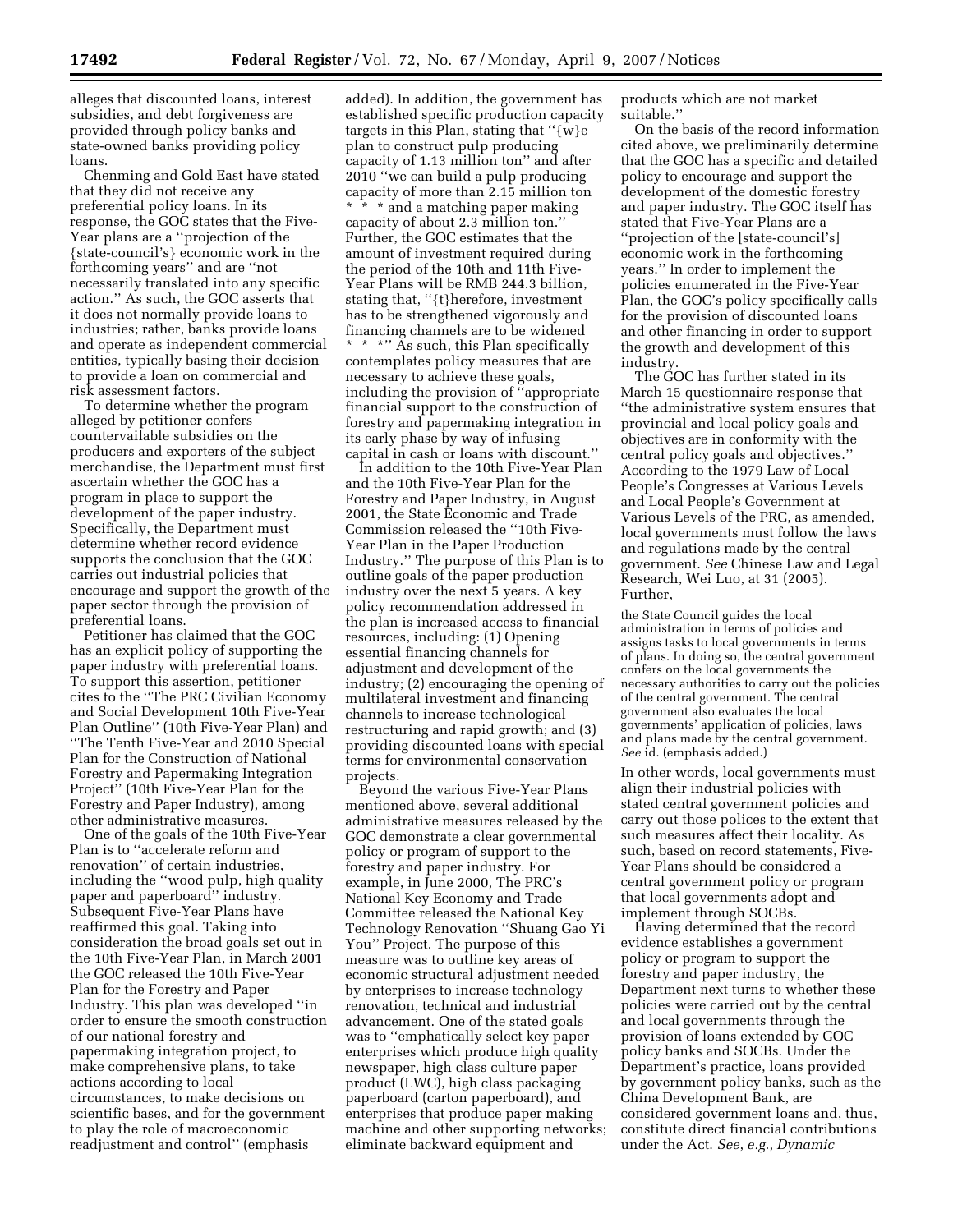alleges that discounted loans, interest subsidies, and debt forgiveness are provided through policy banks and state-owned banks providing policy loans.

Chenming and Gold East have stated that they did not receive any preferential policy loans. In its response, the GOC states that the Five-Year plans are a ''projection of the {state-council's} economic work in the forthcoming years'' and are ''not necessarily translated into any specific action.'' As such, the GOC asserts that it does not normally provide loans to industries; rather, banks provide loans and operate as independent commercial entities, typically basing their decision to provide a loan on commercial and risk assessment factors.

To determine whether the program alleged by petitioner confers countervailable subsidies on the producers and exporters of the subject merchandise, the Department must first ascertain whether the GOC has a program in place to support the development of the paper industry. Specifically, the Department must determine whether record evidence supports the conclusion that the GOC carries out industrial policies that encourage and support the growth of the paper sector through the provision of preferential loans.

Petitioner has claimed that the GOC has an explicit policy of supporting the paper industry with preferential loans. To support this assertion, petitioner cites to the ''The PRC Civilian Economy and Social Development 10th Five-Year Plan Outline'' (10th Five-Year Plan) and ''The Tenth Five-Year and 2010 Special Plan for the Construction of National Forestry and Papermaking Integration Project'' (10th Five-Year Plan for the Forestry and Paper Industry), among other administrative measures.

One of the goals of the 10th Five-Year Plan is to ''accelerate reform and renovation'' of certain industries, including the ''wood pulp, high quality paper and paperboard'' industry. Subsequent Five-Year Plans have reaffirmed this goal. Taking into consideration the broad goals set out in the 10th Five-Year Plan, in March 2001 the GOC released the 10th Five-Year Plan for the Forestry and Paper Industry. This plan was developed ''in order to ensure the smooth construction of our national forestry and papermaking integration project, to make comprehensive plans, to take actions according to local circumstances, to make decisions on scientific bases, and for the government to play the role of macroeconomic readjustment and control'' (emphasis added). In addition, the government has established specific production capacity targets in this Plan, stating that ''{w}e plan to construct pulp producing capacity of 1.13 million ton'' and after 2010 ''we can build a pulp producing capacity of more than 2.15 million ton * * * and a matching paper making capacity of about 2.3 million ton.'' Further, the GOC estimates that the amount of investment required during the period of the 10th and 11th Five-Year Plans will be RMB 244.3 billion, stating that, ''{t}herefore, investment has to be strengthened vigorously and financing channels are to be widened * * *'' As such, this Plan specifically contemplates policy measures that are necessary to achieve these goals, including the provision of ''appropriate financial support to the construction of forestry and papermaking integration in its early phase by way of infusing capital in cash or loans with discount.''

In addition to the 10th Five-Year Plan and the 10th Five-Year Plan for the Forestry and Paper Industry, in August 2001, the State Economic and Trade Commission released the ''10th Five-Year Plan in the Paper Production Industry.'' The purpose of this Plan is to outline goals of the paper production industry over the next 5 years. A key policy recommendation addressed in the plan is increased access to financial resources, including: (1) Opening essential financing channels for adjustment and development of the industry; (2) encouraging the opening of multilateral investment and financing channels to increase technological restructuring and rapid growth; and (3) providing discounted loans with special terms for environmental conservation projects.

Beyond the various Five-Year Plans mentioned above, several additional administrative measures released by the GOC demonstrate a clear governmental policy or program of support to the forestry and paper industry. For example, in June 2000, The PRC's National Key Economy and Trade Committee released the National Key Technology Renovation ''Shuang Gao Yi You'' Project. The purpose of this measure was to outline key areas of economic structural adjustment needed by enterprises to increase technology renovation, technical and industrial advancement. One of the stated goals was to ''emphatically select key paper enterprises which produce high quality newspaper, high class culture paper product (LWC), high class packaging paperboard (carton paperboard), and enterprises that produce paper making machine and other supporting networks; eliminate backward equipment and products which are not market suitable.''

On the basis of the record information cited above, we preliminarily determine that the GOC has a specific and detailed policy to encourage and support the development of the domestic forestry and paper industry. The GOC itself has stated that Five-Year Plans are a ''projection of the [state-council's] economic work in the forthcoming years.'' In order to implement the policies enumerated in the Five-Year Plan, the GOC's policy specifically calls for the provision of discounted loans and other financing in order to support the growth and development of this industry.

The GOC has further stated in its March 15 questionnaire response that ''the administrative system ensures that provincial and local policy goals and objectives are in conformity with the central policy goals and objectives.'' According to the 1979 Law of Local People's Congresses at Various Levels and Local People's Government at Various Levels of the PRC, as amended, local governments must follow the laws and regulations made by the central government. *See* Chinese Law and Legal Research, Wei Luo, at 31 (2005). Further,

> the State Council guides the local administration in terms of policies and assigns tasks to local governments in terms of plans. In doing so, the central government confers on the local governments the necessary authorities to carry out the policies of the central government. The central government also evaluates the local governments' application of policies, laws and plans made by the central government. *See* id. (emphasis added.)

In other words, local governments must align their industrial policies with stated central government policies and carry out those polices to the extent that such measures affect their locality. As such, based on record statements, Five-Year Plans should be considered a central government policy or program that local governments adopt and implement through SOCBs.

Having determined that the record evidence establishes a government policy or program to support the forestry and paper industry, the Department next turns to whether these policies were carried out by the central and local governments through the provision of loans extended by GOC policy banks and SOCBs. Under the Department's practice, loans provided by government policy banks, such as the China Development Bank, are considered government loans and, thus, constitute direct financial contributions under the Act. *See*, *e.g.*, *Dynamic*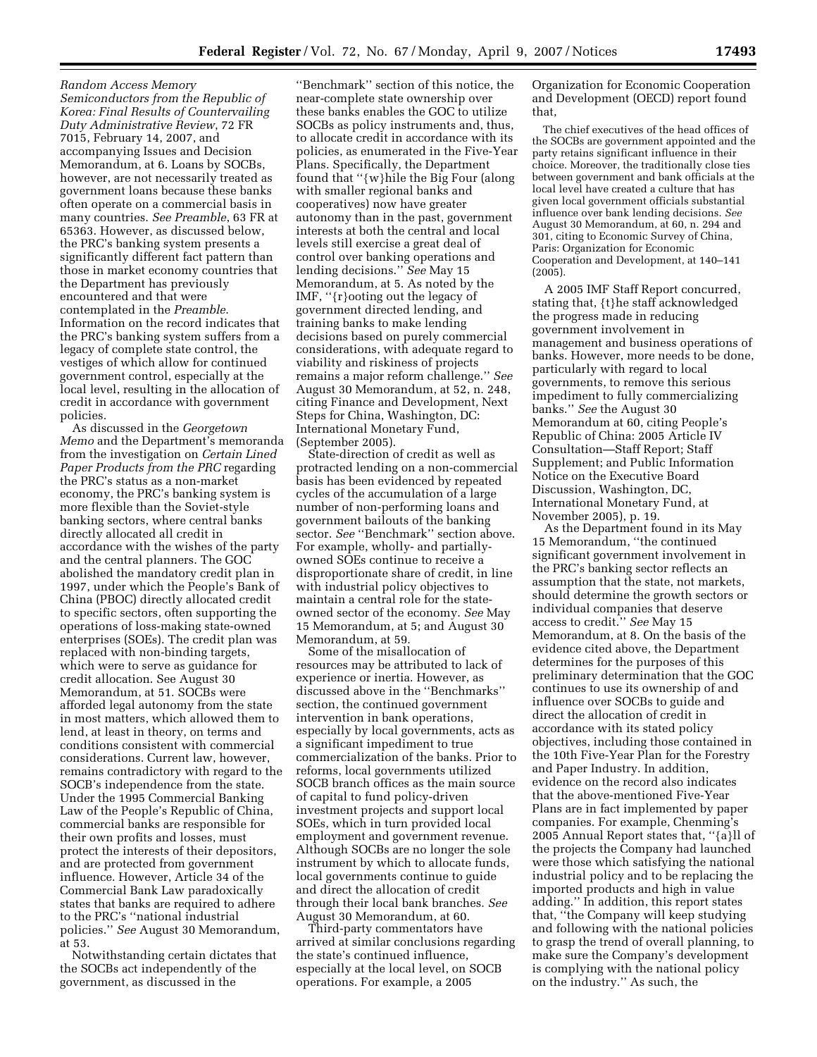*Random Access Memory Semiconductors from the Republic of Korea: Final Results of Countervailing Duty Administrative Review*, 72 FR 7015, February 14, 2007, and accompanying Issues and Decision Memorandum, at 6. Loans by SOCBs, however, are not necessarily treated as government loans because these banks often operate on a commercial basis in many countries. *See Preamble*, 63 FR at 65363. However, as discussed below, the PRC's banking system presents a significantly different fact pattern than those in market economy countries that the Department has previously encountered and that were contemplated in the *Preamble*. Information on the record indicates that the PRC's banking system suffers from a legacy of complete state control, the vestiges of which allow for continued government control, especially at the local level, resulting in the allocation of credit in accordance with government policies.

As discussed in the *Georgetown Memo* and the Department's memoranda from the investigation on *Certain Lined Paper Products from the PRC* regarding the PRC's status as a non-market economy, the PRC's banking system is more flexible than the Soviet-style banking sectors, where central banks directly allocated all credit in accordance with the wishes of the party and the central planners. The GOC abolished the mandatory credit plan in 1997, under which the People's Bank of China (PBOC) directly allocated credit to specific sectors, often supporting the operations of loss-making state-owned enterprises (SOEs). The credit plan was replaced with non-binding targets, which were to serve as guidance for credit allocation. See August 30 Memorandum, at 51. SOCBs were afforded legal autonomy from the state in most matters, which allowed them to lend, at least in theory, on terms and conditions consistent with commercial considerations. Current law, however, remains contradictory with regard to the SOCB's independence from the state. Under the 1995 Commercial Banking Law of the People's Republic of China, commercial banks are responsible for their own profits and losses, must protect the interests of their depositors, and are protected from government influence. However, Article 34 of the Commercial Bank Law paradoxically states that banks are required to adhere to the PRC's ''national industrial policies.'' *See* August 30 Memorandum, at 53.

Notwithstanding certain dictates that the SOCBs act independently of the government, as discussed in the ''Benchmark'' section of this notice, the near-complete state ownership over these banks enables the GOC to utilize SOCBs as policy instruments and, thus, to allocate credit in accordance with its policies, as enumerated in the Five-Year Plans. Specifically, the Department found that ''{w}hile the Big Four (along with smaller regional banks and cooperatives) now have greater autonomy than in the past, government interests at both the central and local levels still exercise a great deal of control over banking operations and lending decisions.'' *See* May 15 Memorandum, at 5. As noted by the IMF, ''{r}ooting out the legacy of government directed lending, and training banks to make lending decisions based on purely commercial considerations, with adequate regard to viability and riskiness of projects remains a major reform challenge.'' *See* August 30 Memorandum, at 52, n. 248, citing Finance and Development, Next Steps for China, Washington, DC: International Monetary Fund, (September 2005).

State-direction of credit as well as protracted lending on a non-commercial basis has been evidenced by repeated cycles of the accumulation of a large number of non-performing loans and government bailouts of the banking sector. *See* ''Benchmark'' section above. For example, wholly- and partially-owned SOEs continue to receive a disproportionate share of credit, in line with industrial policy objectives to maintain a central role for the state-owned sector of the economy. *See* May 15 Memorandum, at 5; and August 30 Memorandum, at 59.

Some of the misallocation of resources may be attributed to lack of experience or inertia. However, as discussed above in the ''Benchmarks'' section, the continued government intervention in bank operations, especially by local governments, acts as a significant impediment to true commercialization of the banks. Prior to reforms, local governments utilized SOCB branch offices as the main source of capital to fund policy-driven investment projects and support local SOEs, which in turn provided local employment and government revenue. Although SOCBs are no longer the sole instrument by which to allocate funds, local governments continue to guide and direct the allocation of credit through their local bank branches. *See* August 30 Memorandum, at 60.

Third-party commentators have arrived at similar conclusions regarding the state's continued influence, especially at the local level, on SOCB operations. For example, a 2005 Organization for Economic Cooperation and Development (OECD) report found that,

> The chief executives of the head offices of the SOCBs are government appointed and the party retains significant influence in their choice. Moreover, the traditionally close ties between government and bank officials at the local level have created a culture that has given local government officials substantial influence over bank lending decisions. *See* August 30 Memorandum, at 60, n. 294 and 301, citing to Economic Survey of China, Paris: Organization for Economic Cooperation and Development, at 140–141 (2005).

A 2005 IMF Staff Report concurred, stating that, {t}he staff acknowledged the progress made in reducing government involvement in management and business operations of banks. However, more needs to be done, particularly with regard to local governments, to remove this serious impediment to fully commercializing banks.'' *See* the August 30 Memorandum at 60, citing People's Republic of China: 2005 Article IV Consultation—Staff Report; Staff Supplement; and Public Information Notice on the Executive Board Discussion, Washington, DC, International Monetary Fund, at November 2005), p. 19.

As the Department found in its May 15 Memorandum, ''the continued significant government involvement in the PRC's banking sector reflects an assumption that the state, not markets, should determine the growth sectors or individual companies that deserve access to credit.'' *See* May 15 Memorandum, at 8. On the basis of the evidence cited above, the Department determines for the purposes of this preliminary determination that the GOC continues to use its ownership of and influence over SOCBs to guide and direct the allocation of credit in accordance with its stated policy objectives, including those contained in the 10th Five-Year Plan for the Forestry and Paper Industry. In addition, evidence on the record also indicates that the above-mentioned Five-Year Plans are in fact implemented by paper companies. For example, Chenming's 2005 Annual Report states that, ''{a}ll of the projects the Company had launched were those which satisfying the national industrial policy and to be replacing the imported products and high in value adding.'' In addition, this report states that, ''the Company will keep studying and following with the national policies to grasp the trend of overall planning, to make sure the Company's development is complying with the national policy on the industry.'' As such, the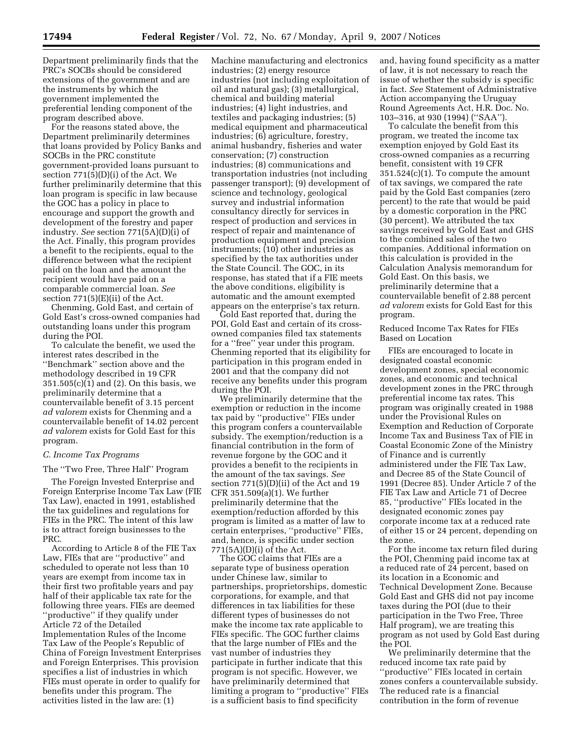Department preliminarily finds that the PRC's SOCBs should be considered extensions of the government and are the instruments by which the government implemented the preferential lending component of the program described above.

For the reasons stated above, the Department preliminarily determines that loans provided by Policy Banks and SOCBs in the PRC constitute government-provided loans pursuant to section 771(5)(D)(i) of the Act. We further preliminarily determine that this loan program is specific in law because the GOC has a policy in place to encourage and support the growth and development of the forestry and paper industry. *See* section 771(5A)(D)(i) of the Act. Finally, this program provides a benefit to the recipients, equal to the difference between what the recipient paid on the loan and the amount the recipient would have paid on a comparable commercial loan. *See* section 771(5)(E)(ii) of the Act.

Chenming, Gold East, and certain of Gold East's cross-owned companies had outstanding loans under this program during the POI.

To calculate the benefit, we used the interest rates described in the ''Benchmark'' section above and the methodology described in 19 CFR 351.505(c)(1) and (2). On this basis, we preliminarily determine that a countervailable benefit of 3.15 percent *ad valorem* exists for Chenming and a countervailable benefit of 14.02 percent *ad valorem* exists for Gold East for this program.

### *C. Income Tax Programs*

#### The ''Two Free, Three Half'' Program

The Foreign Invested Enterprise and Foreign Enterprise Income Tax Law (FIE Tax Law), enacted in 1991, established the tax guidelines and regulations for FIEs in the PRC. The intent of this law is to attract foreign businesses to the PRC.

According to Article 8 of the FIE Tax Law, FIEs that are ''productive'' and scheduled to operate not less than 10 years are exempt from income tax in their first two profitable years and pay half of their applicable tax rate for the following three years. FIEs are deemed ''productive'' if they qualify under Article 72 of the Detailed Implementation Rules of the Income Tax Law of the People's Republic of China of Foreign Investment Enterprises and Foreign Enterprises. This provision specifies a list of industries in which FIEs must operate in order to qualify for benefits under this program. The activities listed in the law are: (1) Machine manufacturing and electronics industries; (2) energy resource industries (not including exploitation of oil and natural gas); (3) metallurgical, chemical and building material industries; (4) light industries, and textiles and packaging industries; (5) medical equipment and pharmaceutical industries; (6) agriculture, forestry, animal husbandry, fisheries and water conservation; (7) construction industries; (8) communications and transportation industries (not including passenger transport); (9) development of science and technology, geological survey and industrial information consultancy directly for services in respect of production and services in respect of repair and maintenance of production equipment and precision instruments; (10) other industries as specified by the tax authorities under the State Council. The GOC, in its response, has stated that if a FIE meets the above conditions, eligibility is automatic and the amount exempted appears on the enterprise's tax return.

Gold East reported that, during the POI, Gold East and certain of its cross-owned companies filed tax statements for a ''free'' year under this program. Chenming reported that its eligibility for participation in this program ended in 2001 and that the company did not receive any benefits under this program during the POI.

We preliminarily determine that the exemption or reduction in the income tax paid by ''productive'' FIEs under this program confers a countervailable subsidy. The exemption/reduction is a financial contribution in the form of revenue forgone by the GOC and it provides a benefit to the recipients in the amount of the tax savings. *See* section 771(5)(D)(ii) of the Act and 19 CFR 351.509(a)(1). We further preliminarily determine that the exemption/reduction afforded by this program is limited as a matter of law to certain enterprises, ''productive'' FIEs, and, hence, is specific under section 771(5A)(D)(i) of the Act.

The GOC claims that FIEs are a separate type of business operation under Chinese law, similar to partnerships, proprietorships, domestic corporations, for example, and that differences in tax liabilities for these different types of businesses do not make the income tax rate applicable to FIEs specific. The GOC further claims that the large number of FIEs and the vast number of industries they participate in further indicate that this program is not specific. However, we have preliminarily determined that limiting a program to ''productive'' FIEs is a sufficient basis to find specificity and, having found specificity as a matter of law, it is not necessary to reach the issue of whether the subsidy is specific in fact. *See* Statement of Administrative Action accompanying the Uruguay Round Agreements Act, H.R. Doc. No. 103–316, at 930 (1994) (''SAA'').

To calculate the benefit from this program, we treated the income tax exemption enjoyed by Gold East its cross-owned companies as a recurring benefit, consistent with 19 CFR 351.524(c)(1). To compute the amount of tax savings, we compared the rate paid by the Gold East companies (zero percent) to the rate that would be paid by a domestic corporation in the PRC (30 percent). We attributed the tax savings received by Gold East and GHS to the combined sales of the two companies. Additional information on this calculation is provided in the Calculation Analysis memorandum for Gold East. On this basis, we preliminarily determine that a countervailable benefit of 2.88 percent *ad valorem* exists for Gold East for this program.

#### Reduced Income Tax Rates for FIEs Based on Location

FIEs are encouraged to locate in designated coastal economic development zones, special economic zones, and economic and technical development zones in the PRC through preferential income tax rates. This program was originally created in 1988 under the Provisional Rules on Exemption and Reduction of Corporate Income Tax and Business Tax of FIE in Coastal Economic Zone of the Ministry of Finance and is currently administered under the FIE Tax Law, and Decree 85 of the State Council of 1991 (Decree 85). Under Article 7 of the FIE Tax Law and Article 71 of Decree 85, ''productive'' FIEs located in the designated economic zones pay corporate income tax at a reduced rate of either 15 or 24 percent, depending on the zone.

For the income tax return filed during the POI, Chenming paid income tax at a reduced rate of 24 percent, based on its location in a Economic and Technical Development Zone. Because Gold East and GHS did not pay income taxes during the POI (due to their participation in the Two Free, Three Half program), we are treating this program as not used by Gold East during the POI.

We preliminarily determine that the reduced income tax rate paid by ''productive'' FIEs located in certain zones confers a countervailable subsidy. The reduced rate is a financial contribution in the form of revenue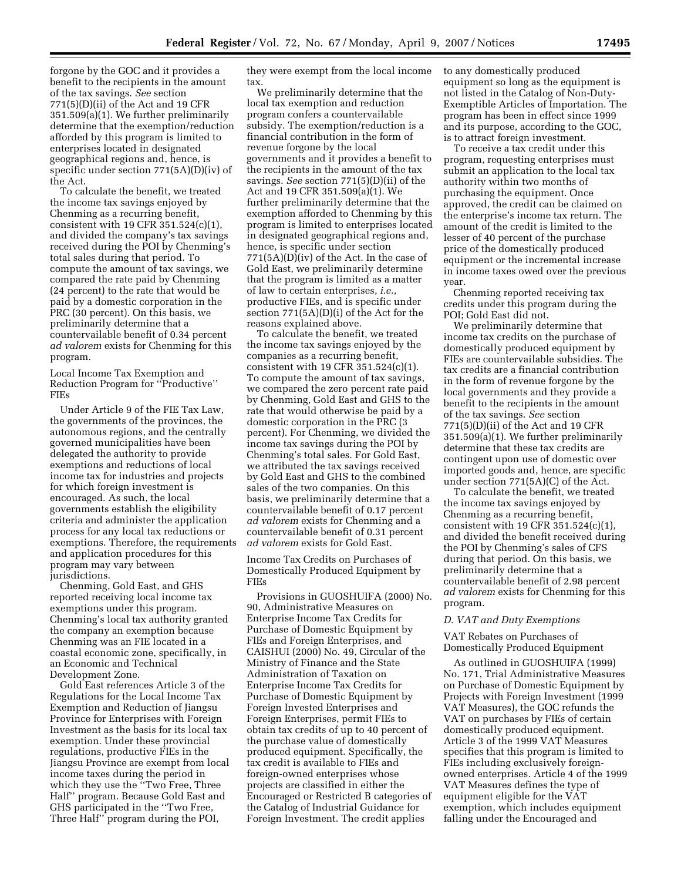forgone by the GOC and it provides a benefit to the recipients in the amount of the tax savings. *See* section 771(5)(D)(ii) of the Act and 19 CFR 351.509(a)(1). We further preliminarily determine that the exemption/reduction afforded by this program is limited to enterprises located in designated geographical regions and, hence, is specific under section 771(5A)(D)(iv) of the Act.

To calculate the benefit, we treated the income tax savings enjoyed by Chenming as a recurring benefit, consistent with 19 CFR 351.524(c)(1), and divided the company's tax savings received during the POI by Chenming's total sales during that period. To compute the amount of tax savings, we compared the rate paid by Chenming (24 percent) to the rate that would be paid by a domestic corporation in the PRC (30 percent). On this basis, we preliminarily determine that a countervailable benefit of 0.34 percent *ad valorem* exists for Chenming for this program.

Local Income Tax Exemption and Reduction Program for "Productive" FIEs

Under Article 9 of the FIE Tax Law, the governments of the provinces, the autonomous regions, and the centrally governed municipalities have been delegated the authority to provide exemptions and reductions of local income tax for industries and projects for which foreign investment is encouraged. As such, the local governments establish the eligibility criteria and administer the application process for any local tax reductions or exemptions. Therefore, the requirements and application procedures for this program may vary between jurisdictions.

Chenming, Gold East, and GHS reported receiving local income tax exemptions under this program. Chenming's local tax authority granted the company an exemption because Chenming was an FIE located in a coastal economic zone, specifically, in an Economic and Technical Development Zone.

Gold East references Article 3 of the Regulations for the Local Income Tax Exemption and Reduction of Jiangsu Province for Enterprises with Foreign Investment as the basis for its local tax exemption. Under these provincial regulations, productive FIEs in the Jiangsu Province are exempt from local income taxes during the period in which they use the "Two Free, Three Half" program. Because Gold East and GHS participated in the "Two Free, Three Half" program during the POI, they were exempt from the local income tax.

We preliminarily determine that the local tax exemption and reduction program confers a countervailable subsidy. The exemption/reduction is a financial contribution in the form of revenue forgone by the local governments and it provides a benefit to the recipients in the amount of the tax savings. *See* section 771(5)(D)(ii) of the Act and 19 CFR 351.509(a)(1). We further preliminarily determine that the exemption afforded to Chenming by this program is limited to enterprises located in designated geographical regions and, hence, is specific under section 771(5A)(D)(iv) of the Act. In the case of Gold East, we preliminarily determine that the program is limited as a matter of law to certain enterprises, *i.e.*, productive FIEs, and is specific under section 771(5A)(D)(i) of the Act for the reasons explained above.

To calculate the benefit, we treated the income tax savings enjoyed by the companies as a recurring benefit, consistent with 19 CFR 351.524(c)(1). To compute the amount of tax savings, we compared the zero percent rate paid by Chenming, Gold East and GHS to the rate that would otherwise be paid by a domestic corporation in the PRC (3 percent). For Chenming, we divided the income tax savings during the POI by Chenming's total sales. For Gold East, we attributed the tax savings received by Gold East and GHS to the combined sales of the two companies. On this basis, we preliminarily determine that a countervailable benefit of 0.17 percent *ad valorem* exists for Chenming and a countervailable benefit of 0.31 percent *ad valorem* exists for Gold East.

Income Tax Credits on Purchases of Domestically Produced Equipment by FIEs

Provisions in GUOSHUIFA (2000) No. 90, Administrative Measures on Enterprise Income Tax Credits for Purchase of Domestic Equipment by FIEs and Foreign Enterprises, and CAISHUI (2000) No. 49, Circular of the Ministry of Finance and the State Administration of Taxation on Enterprise Income Tax Credits for Purchase of Domestic Equipment by Foreign Invested Enterprises and Foreign Enterprises, permit FIEs to obtain tax credits of up to 40 percent of the purchase value of domestically produced equipment. Specifically, the tax credit is available to FIEs and foreign-owned enterprises whose projects are classified in either the Encouraged or Restricted B categories of the Catalog of Industrial Guidance for Foreign Investment. The credit applies to any domestically produced equipment so long as the equipment is not listed in the Catalog of Non-Duty-Exemptible Articles of Importation. The program has been in effect since 1999 and its purpose, according to the GOC, is to attract foreign investment.

To receive a tax credit under this program, requesting enterprises must submit an application to the local tax authority within two months of purchasing the equipment. Once approved, the credit can be claimed on the enterprise's income tax return. The amount of the credit is limited to the lesser of 40 percent of the purchase price of the domestically produced equipment or the incremental increase in income taxes owed over the previous year.

Chenming reported receiving tax credits under this program during the POI; Gold East did not.

We preliminarily determine that income tax credits on the purchase of domestically produced equipment by FIEs are countervailable subsidies. The tax credits are a financial contribution in the form of revenue forgone by the local governments and they provide a benefit to the recipients in the amount of the tax savings. *See* section 771(5)(D)(ii) of the Act and 19 CFR 351.509(a)(1). We further preliminarily determine that these tax credits are contingent upon use of domestic over imported goods and, hence, are specific under section 771(5A)(C) of the Act.

To calculate the benefit, we treated the income tax savings enjoyed by Chenming as a recurring benefit, consistent with 19 CFR 351.524(c)(1), and divided the benefit received during the POI by Chenming's sales of CFS during that period. On this basis, we preliminarily determine that a countervailable benefit of 2.98 percent *ad valorem* exists for Chenming for this program.

*D. VAT and Duty Exemptions*

VAT Rebates on Purchases of Domestically Produced Equipment

As outlined in GUOSHUIFA (1999) No. 171, Trial Administrative Measures on Purchase of Domestic Equipment by Projects with Foreign Investment (1999 VAT Measures), the GOC refunds the VAT on purchases by FIEs of certain domestically produced equipment. Article 3 of the 1999 VAT Measures specifies that this program is limited to FIEs including exclusively foreign-owned enterprises. Article 4 of the 1999 VAT Measures defines the type of equipment eligible for the VAT exemption, which includes equipment falling under the Encouraged and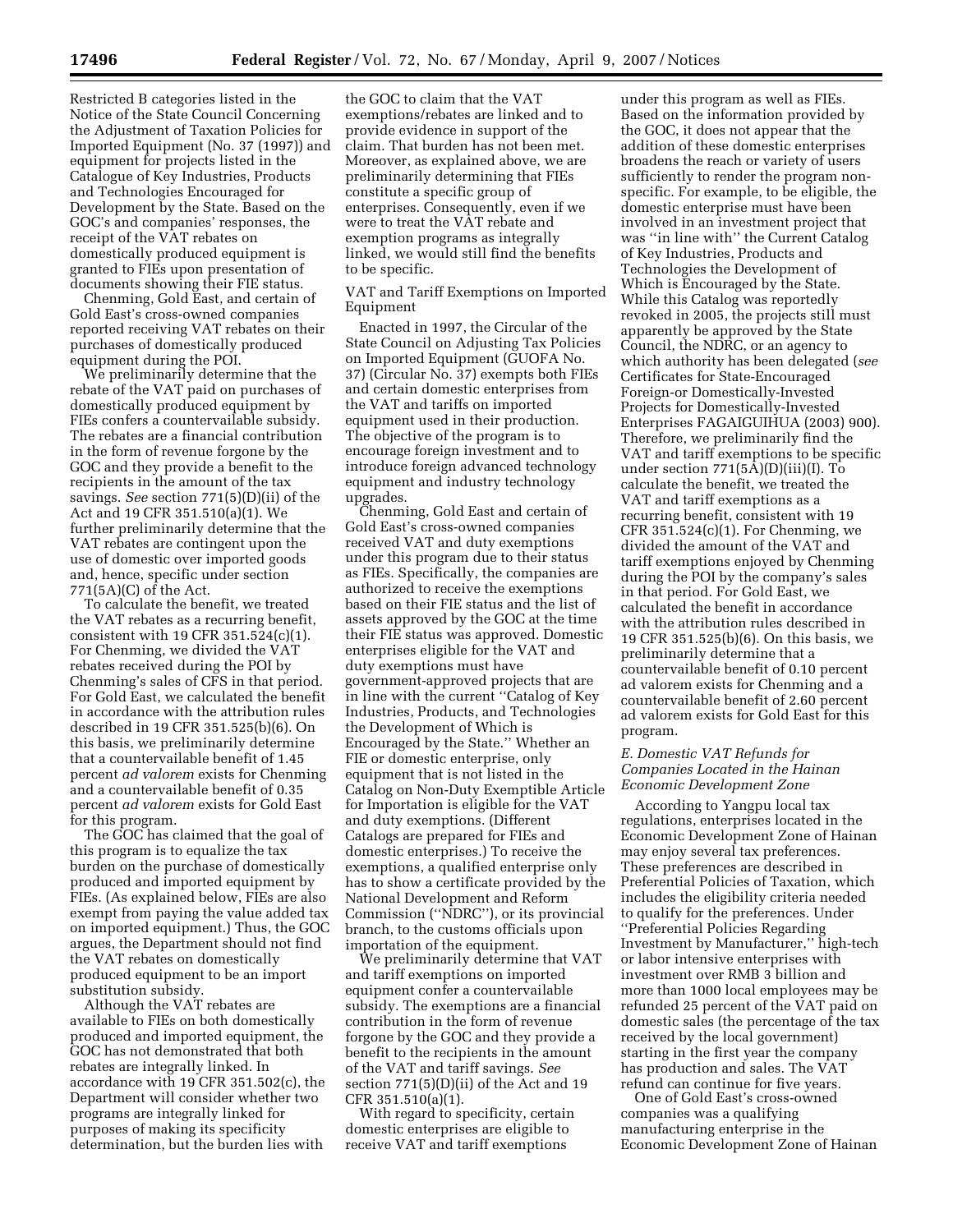Restricted B categories listed in the Notice of the State Council Concerning the Adjustment of Taxation Policies for Imported Equipment (No. 37 (1997)) and equipment for projects listed in the Catalogue of Key Industries, Products and Technologies Encouraged for Development by the State. Based on the GOC's and companies' responses, the receipt of the VAT rebates on domestically produced equipment is granted to FIEs upon presentation of documents showing their FIE status.

Chenming, Gold East, and certain of Gold East's cross-owned companies reported receiving VAT rebates on their purchases of domestically produced equipment during the POI.

We preliminarily determine that the rebate of the VAT paid on purchases of domestically produced equipment by FIEs confers a countervailable subsidy. The rebates are a financial contribution in the form of revenue forgone by the GOC and they provide a benefit to the recipients in the amount of the tax savings. *See* section 771(5)(D)(ii) of the Act and 19 CFR 351.510(a)(1). We further preliminarily determine that the VAT rebates are contingent upon the use of domestic over imported goods and, hence, specific under section 771(5A)(C) of the Act.

To calculate the benefit, we treated the VAT rebates as a recurring benefit, consistent with 19 CFR 351.524(c)(1). For Chenming, we divided the VAT rebates received during the POI by Chenming's sales of CFS in that period. For Gold East, we calculated the benefit in accordance with the attribution rules described in 19 CFR 351.525(b)(6). On this basis, we preliminarily determine that a countervailable benefit of 1.45 percent *ad valorem* exists for Chenming and a countervailable benefit of 0.35 percent *ad valorem* exists for Gold East for this program.

The GOC has claimed that the goal of this program is to equalize the tax burden on the purchase of domestically produced and imported equipment by FIEs. (As explained below, FIEs are also exempt from paying the value added tax on imported equipment.) Thus, the GOC argues, the Department should not find the VAT rebates on domestically produced equipment to be an import substitution subsidy.

Although the VAT rebates are available to FIEs on both domestically produced and imported equipment, the GOC has not demonstrated that both rebates are integrally linked. In accordance with 19 CFR 351.502(c), the Department will consider whether two programs are integrally linked for purposes of making its specificity determination, but the burden lies with the GOC to claim that the VAT exemptions/rebates are linked and to provide evidence in support of the claim. That burden has not been met. Moreover, as explained above, we are preliminarily determining that FIEs constitute a specific group of enterprises. Consequently, even if we were to treat the VAT rebate and exemption programs as integrally linked, we would still find the benefits to be specific.

VAT and Tariff Exemptions on Imported Equipment

Enacted in 1997, the Circular of the State Council on Adjusting Tax Policies on Imported Equipment (GUOFA No. 37) (Circular No. 37) exempts both FIEs and certain domestic enterprises from the VAT and tariffs on imported equipment used in their production. The objective of the program is to encourage foreign investment and to introduce foreign advanced technology equipment and industry technology upgrades.

Chenming, Gold East and certain of Gold East's cross-owned companies received VAT and duty exemptions under this program due to their status as FIEs. Specifically, the companies are authorized to receive the exemptions based on their FIE status and the list of assets approved by the GOC at the time their FIE status was approved. Domestic enterprises eligible for the VAT and duty exemptions must have government-approved projects that are in line with the current "Catalog of Key Industries, Products, and Technologies the Development of Which is Encouraged by the State." Whether an FIE or domestic enterprise, only equipment that is not listed in the Catalog on Non-Duty Exemptible Article for Importation is eligible for the VAT and duty exemptions. (Different Catalogs are prepared for FIEs and domestic enterprises.) To receive the exemptions, a qualified enterprise only has to show a certificate provided by the National Development and Reform Commission ("NDRC"), or its provincial branch, to the customs officials upon importation of the equipment.

We preliminarily determine that VAT and tariff exemptions on imported equipment confer a countervailable subsidy. The exemptions are a financial contribution in the form of revenue forgone by the GOC and they provide a benefit to the recipients in the amount of the VAT and tariff savings. *See* section 771(5)(D)(ii) of the Act and 19 CFR 351.510(a)(1).

With regard to specificity, certain domestic enterprises are eligible to receive VAT and tariff exemptions under this program as well as FIEs. Based on the information provided by the GOC, it does not appear that the addition of these domestic enterprises broadens the reach or variety of users sufficiently to render the program non-specific. For example, to be eligible, the domestic enterprise must have been involved in an investment project that was "in line with" the Current Catalog of Key Industries, Products and Technologies the Development of Which is Encouraged by the State. While this Catalog was reportedly revoked in 2005, the projects still must apparently be approved by the State Council, the NDRC, or an agency to which authority has been delegated (*see* Certificates for State-Encouraged Foreign-or Domestically-Invested Projects for Domestically-Invested Enterprises FAGAIGUIHUA (2003) 900). Therefore, we preliminarily find the VAT and tariff exemptions to be specific under section 771(5A)(D)(iii)(I). To calculate the benefit, we treated the VAT and tariff exemptions as a recurring benefit, consistent with 19 CFR 351.524(c)(1). For Chenming, we divided the amount of the VAT and tariff exemptions enjoyed by Chenming during the POI by the company's sales in that period. For Gold East, we calculated the benefit in accordance with the attribution rules described in 19 CFR 351.525(b)(6). On this basis, we preliminarily determine that a countervailable benefit of 0.10 percent ad valorem exists for Chenming and a countervailable benefit of 2.60 percent ad valorem exists for Gold East for this program.

*E. Domestic VAT Refunds for Companies Located in the Hainan Economic Development Zone*

According to Yangpu local tax regulations, enterprises located in the Economic Development Zone of Hainan may enjoy several tax preferences. These preferences are described in Preferential Policies of Taxation, which includes the eligibility criteria needed to qualify for the preferences. Under "Preferential Policies Regarding Investment by Manufacturer," high-tech or labor intensive enterprises with investment over RMB 3 billion and more than 1000 local employees may be refunded 25 percent of the VAT paid on domestic sales (the percentage of the tax received by the local government) starting in the first year the company has production and sales. The VAT refund can continue for five years.

One of Gold East's cross-owned companies was a qualifying manufacturing enterprise in the Economic Development Zone of Hainan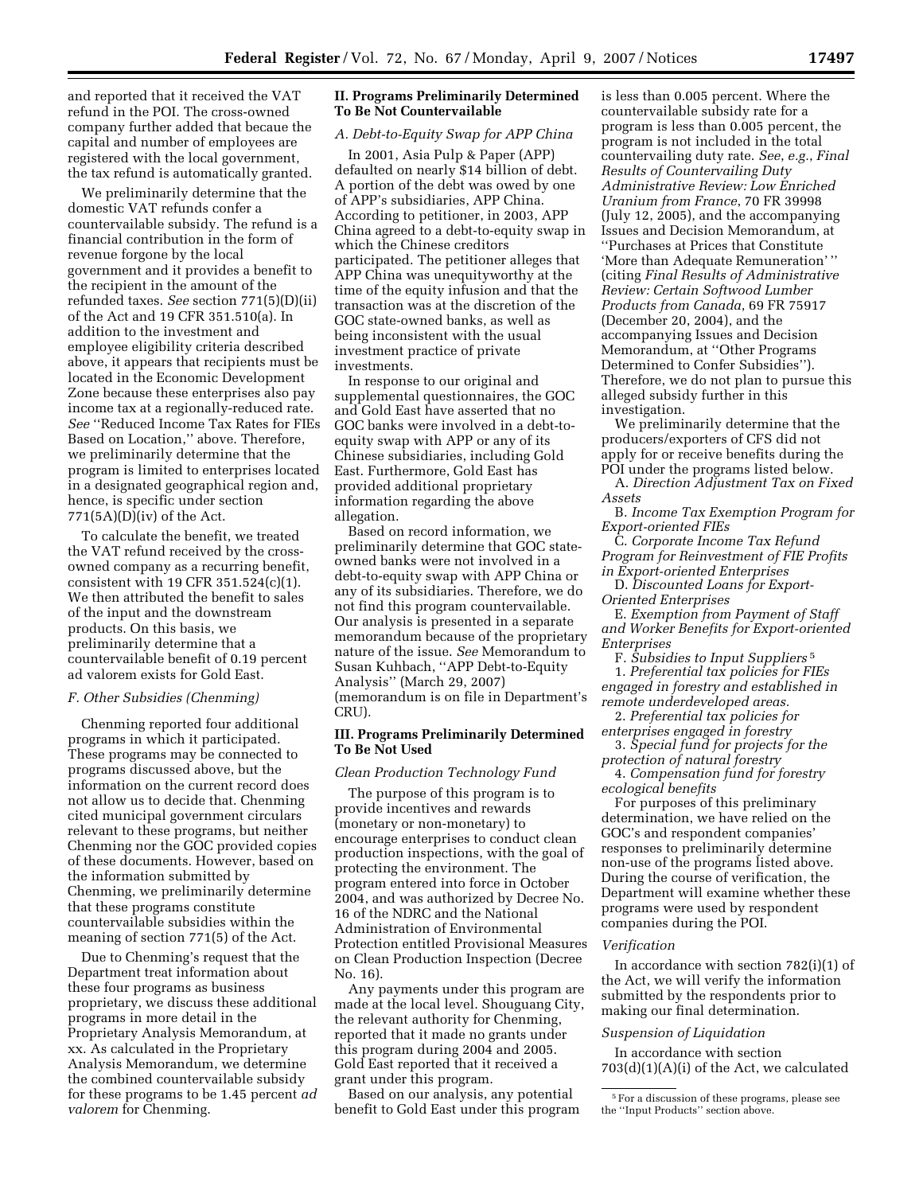and reported that it received the VAT refund in the POI. The cross-owned company further added that becaue the capital and number of employees are registered with the local government, the tax refund is automatically granted.

We preliminarily determine that the domestic VAT refunds confer a countervailable subsidy. The refund is a financial contribution in the form of revenue forgone by the local government and it provides a benefit to the recipient in the amount of the refunded taxes. *See* section 771(5)(D)(ii) of the Act and 19 CFR 351.510(a). In addition to the investment and employee eligibility criteria described above, it appears that recipients must be located in the Economic Development Zone because these enterprises also pay income tax at a regionally-reduced rate. *See* ''Reduced Income Tax Rates for FIEs Based on Location,'' above. Therefore, we preliminarily determine that the program is limited to enterprises located in a designated geographical region and, hence, is specific under section 771(5A)(D)(iv) of the Act.

To calculate the benefit, we treated the VAT refund received by the cross-owned company as a recurring benefit, consistent with 19 CFR 351.524(c)(1). We then attributed the benefit to sales of the input and the downstream products. On this basis, we preliminarily determine that a countervailable benefit of 0.19 percent ad valorem exists for Gold East.

### *F. Other Subsidies (Chenming)*

Chenming reported four additional programs in which it participated. These programs may be connected to programs discussed above, but the information on the current record does not allow us to decide that. Chenming cited municipal government circulars relevant to these programs, but neither Chenming nor the GOC provided copies of these documents. However, based on the information submitted by Chenming, we preliminarily determine that these programs constitute countervailable subsidies within the meaning of section 771(5) of the Act.

Due to Chenming's request that the Department treat information about these four programs as business proprietary, we discuss these additional programs in more detail in the Proprietary Analysis Memorandum, at xx. As calculated in the Proprietary Analysis Memorandum, we determine the combined countervailable subsidy for these programs to be 1.45 percent *ad valorem* for Chenming.

## II. Programs Preliminarily Determined To Be Not Countervailable

### *A. Debt-to-Equity Swap for APP China*

In 2001, Asia Pulp & Paper (APP) defaulted on nearly $14 billion of debt. A portion of the debt was owed by one of APP's subsidiaries, APP China. According to petitioner, in 2003, APP China agreed to a debt-to-equity swap in which the Chinese creditors participated. The petitioner alleges that APP China was unequityworthy at the time of the equity infusion and that the transaction was at the discretion of the GOC state-owned banks, as well as being inconsistent with the usual investment practice of private investments.

In response to our original and supplemental questionnaires, the GOC and Gold East have asserted that no GOC banks were involved in a debt-to-equity swap with APP or any of its Chinese subsidiaries, including Gold East. Furthermore, Gold East has provided additional proprietary information regarding the above allegation.

Based on record information, we preliminarily determine that GOC state-owned banks were not involved in a debt-to-equity swap with APP China or any of its subsidiaries. Therefore, we do not find this program countervailable. Our analysis is presented in a separate memorandum because of the proprietary nature of the issue. *See* Memorandum to Susan Kuhbach, ''APP Debt-to-Equity Analysis'' (March 29, 2007) (memorandum is on file in Department's CRU).

## III. Programs Preliminarily Determined To Be Not Used

### *Clean Production Technology Fund*

The purpose of this program is to provide incentives and rewards (monetary or non-monetary) to encourage enterprises to conduct clean production inspections, with the goal of protecting the environment. The program entered into force in October 2004, and was authorized by Decree No. 16 of the NDRC and the National Administration of Environmental Protection entitled Provisional Measures on Clean Production Inspection (Decree No. 16).

Any payments under this program are made at the local level. Shouguang City, the relevant authority for Chenming, reported that it made no grants under this program during 2004 and 2005. Gold East reported that it received a grant under this program.

Based on our analysis, any potential benefit to Gold East under this program is less than 0.005 percent. Where the countervailable subsidy rate for a program is less than 0.005 percent, the program is not included in the total countervailing duty rate. *See, e.g., Final Results of Countervailing Duty Administrative Review: Low Enriched Uranium from France*, 70 FR 39998 (July 12, 2005), and the accompanying Issues and Decision Memorandum, at ''Purchases at Prices that Constitute 'More than Adequate Remuneration' '' (citing *Final Results of Administrative Review: Certain Softwood Lumber Products from Canada*, 69 FR 75917 (December 20, 2004), and the accompanying Issues and Decision Memorandum, at ''Other Programs Determined to Confer Subsidies''). Therefore, we do not plan to pursue this alleged subsidy further in this investigation.

We preliminarily determine that the producers/exporters of CFS did not apply for or receive benefits during the POI under the programs listed below.

A. *Direction Adjustment Tax on Fixed Assets*

B. *Income Tax Exemption Program for Export-oriented FIEs*

C. *Corporate Income Tax Refund Program for Reinvestment of FIE Profits in Export-oriented Enterprises*

D. *Discounted Loans for Export-Oriented Enterprises*

E. *Exemption from Payment of Staff and Worker Benefits for Export-oriented Enterprises*

F. *Subsidies to Input Suppliers* [5]

1. *Preferential tax policies for FIEs engaged in forestry and established in remote underdeveloped areas.*

2. *Preferential tax policies for enterprises engaged in forestry*

3. *Special fund for projects for the protection of natural forestry*

4. *Compensation fund for forestry ecological benefits*

For purposes of this preliminary determination, we have relied on the GOC's and respondent companies' responses to preliminarily determine non-use of the programs listed above. During the course of verification, the Department will examine whether these programs were used by respondent companies during the POI.

### *Verification*

In accordance with section 782(i)(1) of the Act, we will verify the information submitted by the respondents prior to making our final determination.

### *Suspension of Liquidation*

In accordance with section 703(d)(1)(A)(i) of the Act, we calculated

[5] For a discussion of these programs, please see the ''Input Products'' section above.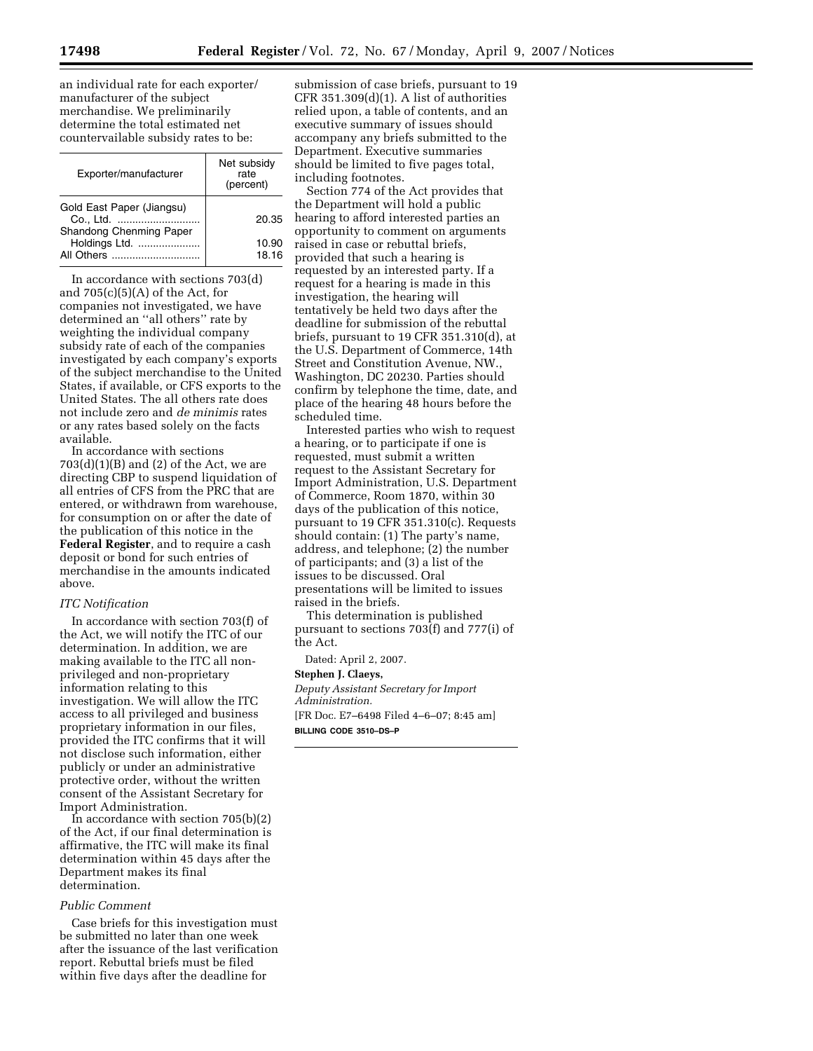an individual rate for each exporter/manufacturer of the subject merchandise. We preliminarily determine the total estimated net countervailable subsidy rates to be:

| Exporter/manufacturer | Net subsidy rate (percent) |
|---|---|
| Gold East Paper (Jiangsu) Co., Ltd. | 20.35 |
| Shandong Chenming Paper Holdings Ltd. | 10.90 |
| All Others | 18.16 |

In accordance with sections 703(d) and 705(c)(5)(A) of the Act, for companies not investigated, we have determined an ''all others'' rate by weighting the individual company subsidy rate of each of the companies investigated by each company's exports of the subject merchandise to the United States, if available, or CFS exports to the United States. The all others rate does not include zero and *de minimis* rates or any rates based solely on the facts available.

In accordance with sections 703(d)(1)(B) and (2) of the Act, we are directing CBP to suspend liquidation of all entries of CFS from the PRC that are entered, or withdrawn from warehouse, for consumption on or after the date of the publication of this notice in the **Federal Register**, and to require a cash deposit or bond for such entries of merchandise in the amounts indicated above.

*ITC Notification*

In accordance with section 703(f) of the Act, we will notify the ITC of our determination. In addition, we are making available to the ITC all non-privileged and non-proprietary information relating to this investigation. We will allow the ITC access to all privileged and business proprietary information in our files, provided the ITC confirms that it will not disclose such information, either publicly or under an administrative protective order, without the written consent of the Assistant Secretary for Import Administration.

In accordance with section 705(b)(2) of the Act, if our final determination is affirmative, the ITC will make its final determination within 45 days after the Department makes its final determination.

*Public Comment*

Case briefs for this investigation must be submitted no later than one week after the issuance of the last verification report. Rebuttal briefs must be filed within five days after the deadline for submission of case briefs, pursuant to 19 CFR 351.309(d)(1). A list of authorities relied upon, a table of contents, and an executive summary of issues should accompany any briefs submitted to the Department. Executive summaries should be limited to five pages total, including footnotes.

Section 774 of the Act provides that the Department will hold a public hearing to afford interested parties an opportunity to comment on arguments raised in case or rebuttal briefs, provided that such a hearing is requested by an interested party. If a request for a hearing is made in this investigation, the hearing will tentatively be held two days after the deadline for submission of the rebuttal briefs, pursuant to 19 CFR 351.310(d), at the U.S. Department of Commerce, 14th Street and Constitution Avenue, NW., Washington, DC 20230. Parties should confirm by telephone the time, date, and place of the hearing 48 hours before the scheduled time.

Interested parties who wish to request a hearing, or to participate if one is requested, must submit a written request to the Assistant Secretary for Import Administration, U.S. Department of Commerce, Room 1870, within 30 days of the publication of this notice, pursuant to 19 CFR 351.310(c). Requests should contain: (1) The party's name, address, and telephone; (2) the number of participants; and (3) a list of the issues to be discussed. Oral presentations will be limited to issues raised in the briefs.

This determination is published pursuant to sections 703(f) and 777(i) of the Act.

Dated: April 2, 2007.

**Stephen J. Claeys,**

*Deputy Assistant Secretary for Import Administration.*

[FR Doc. E7–6498 Filed 4–6–07; 8:45 am]

**BILLING CODE 3510–DS–P**